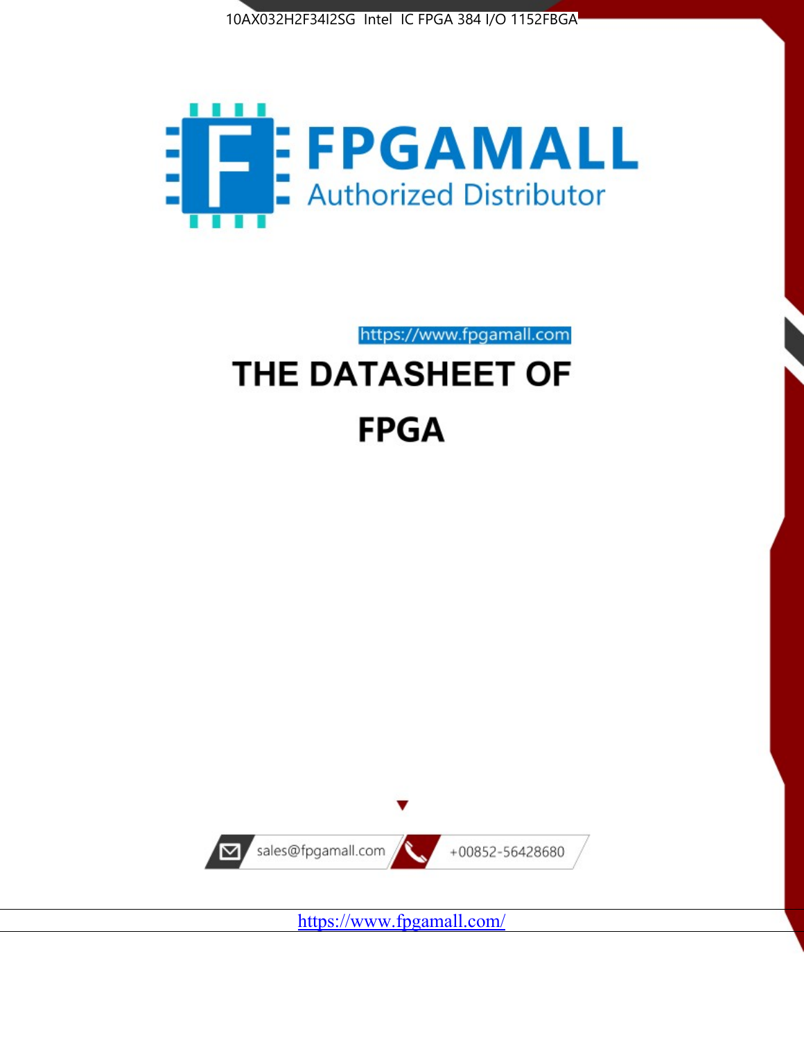10AX032H2F34I2SG Intel IC FPGA 384 I/O 1152FBGA

FPGAMALL

Authorized Distributor

https://www.fpgamall.com

# THE DATASHEET OF

# FPGA

sales@fpgamall.com

+00852-56428680

https://www.fpgamall.com/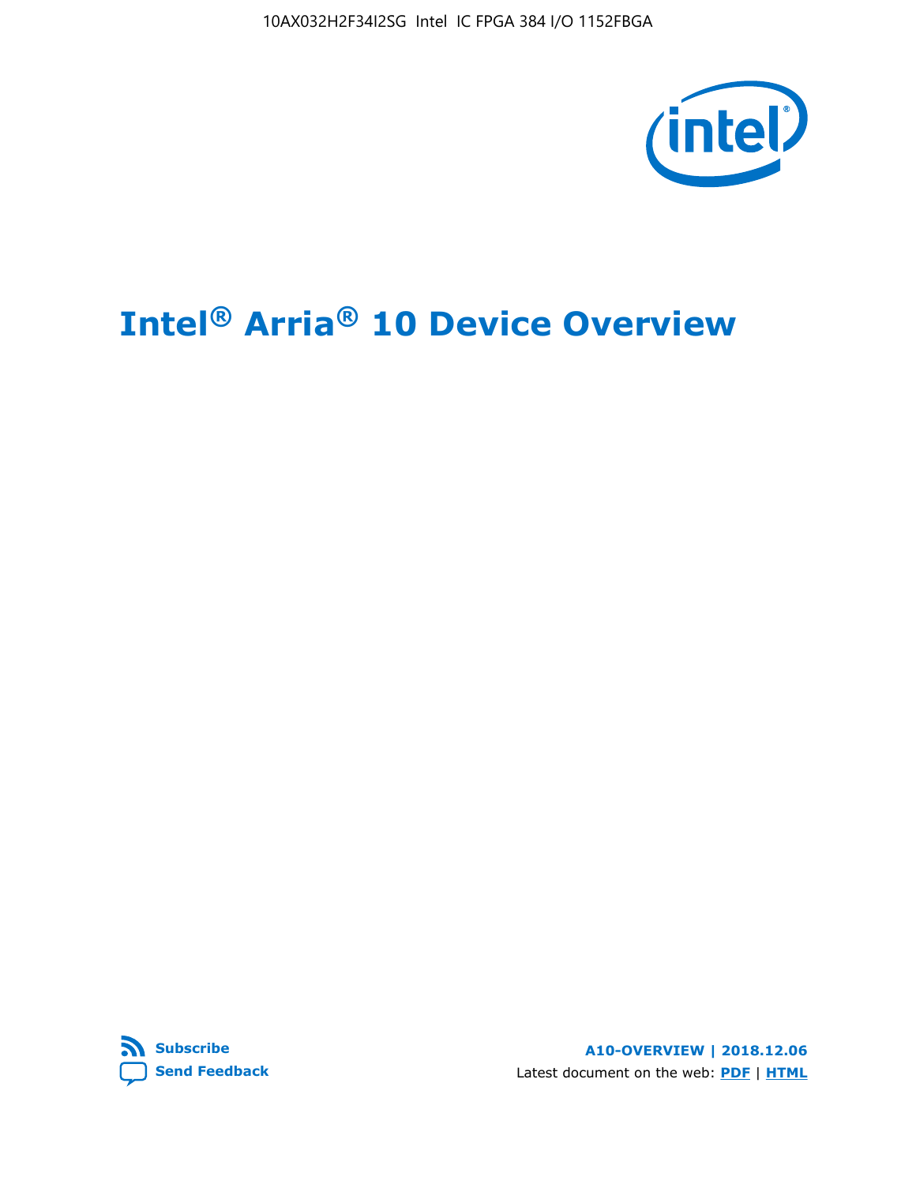# Intel® Arria® 10 Device Overview

**Subscribe**

**Send Feedback**

**A10-OVERVIEW | 2018.12.06**

Latest document on the web: **PDF** | **HTML**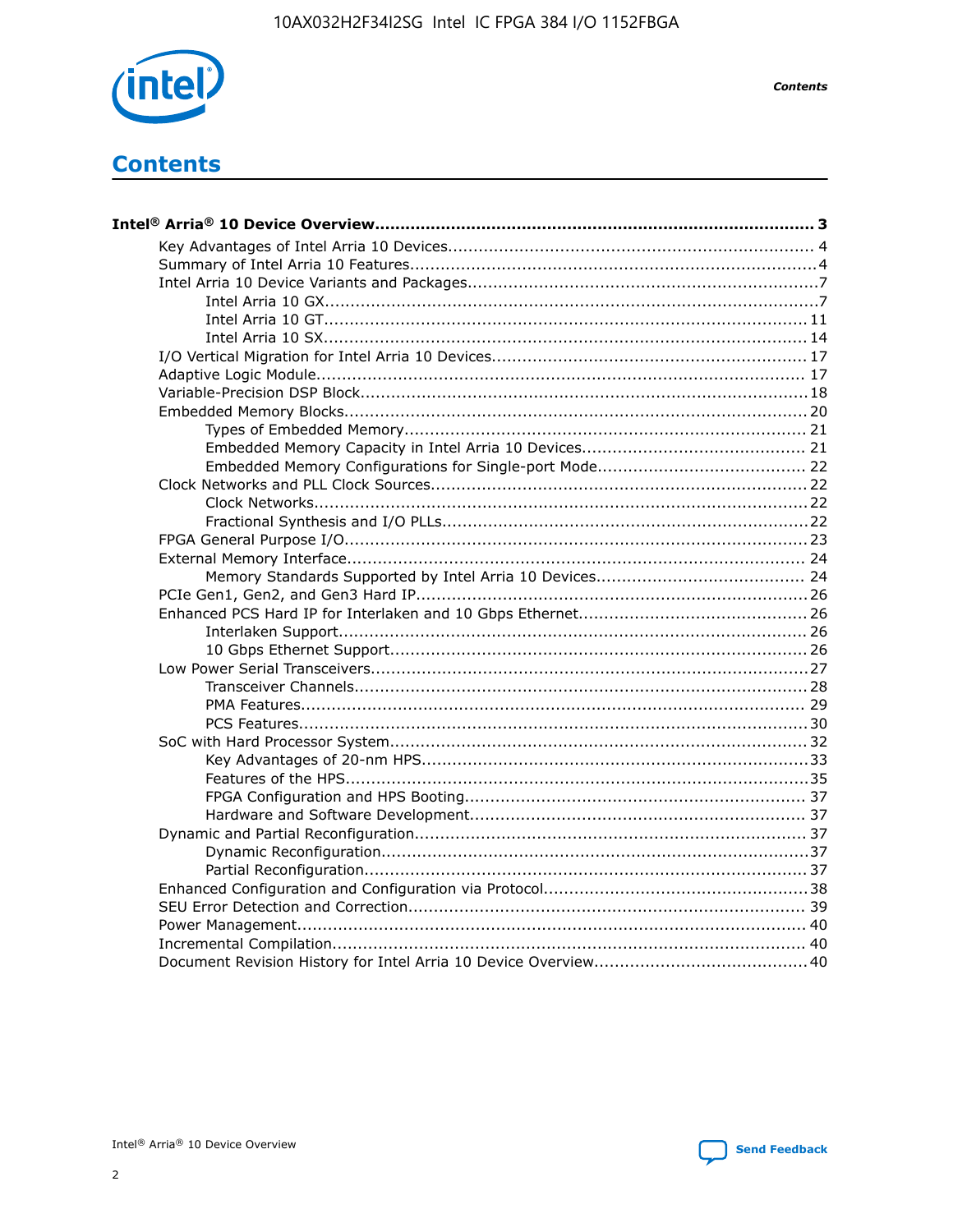# Contents

**Intel® Arria® 10 Device Overview....................................................................................... 3**

- Key Advantages of Intel Arria 10 Devices........................................................................ 4
- Summary of Intel Arria 10 Features................................................................................4
- Intel Arria 10 Device Variants and Packages.....................................................................7
  - Intel Arria 10 GX.................................................................................................7
  - Intel Arria 10 GT............................................................................................... 11
  - Intel Arria 10 SX............................................................................................... 14
- I/O Vertical Migration for Intel Arria 10 Devices.............................................................. 17
- Adaptive Logic Module................................................................................................ 17
- Variable-Precision DSP Block........................................................................................18
- Embedded Memory Blocks...........................................................................................20
  - Types of Embedded Memory............................................................................... 21
  - Embedded Memory Capacity in Intel Arria 10 Devices............................................ 21
  - Embedded Memory Configurations for Single-port Mode......................................... 22
- Clock Networks and PLL Clock Sources.........................................................................22
  - Clock Networks.................................................................................................22
  - Fractional Synthesis and I/O PLLs........................................................................22
- FPGA General Purpose I/O..........................................................................................23
- External Memory Interface.......................................................................................... 24
  - Memory Standards Supported by Intel Arria 10 Devices......................................... 24
- PCIe Gen1, Gen2, and Gen3 Hard IP.............................................................................26
- Enhanced PCS Hard IP for Interlaken and 10 Gbps Ethernet.............................................26
  - Interlaken Support............................................................................................ 26
  - 10 Gbps Ethernet Support.................................................................................. 26
- Low Power Serial Transceivers.....................................................................................27
  - Transceiver Channels.........................................................................................28
  - PMA Features................................................................................................... 29
  - PCS Features....................................................................................................30
- SoC with Hard Processor System..................................................................................32
  - Key Advantages of 20-nm HPS............................................................................33
  - Features of the HPS...........................................................................................35
  - FPGA Configuration and HPS Booting................................................................... 37
  - Hardware and Software Development.................................................................. 37
- Dynamic and Partial Reconfiguration.............................................................................37
  - Dynamic Reconfiguration....................................................................................37
  - Partial Reconfiguration.......................................................................................37
- Enhanced Configuration and Configuration via Protocol....................................................38
- SEU Error Detection and Correction.............................................................................. 39
- Power Management.................................................................................................... 40
- Incremental Compilation............................................................................................. 40
- Document Revision History for Intel Arria 10 Device Overview..........................................40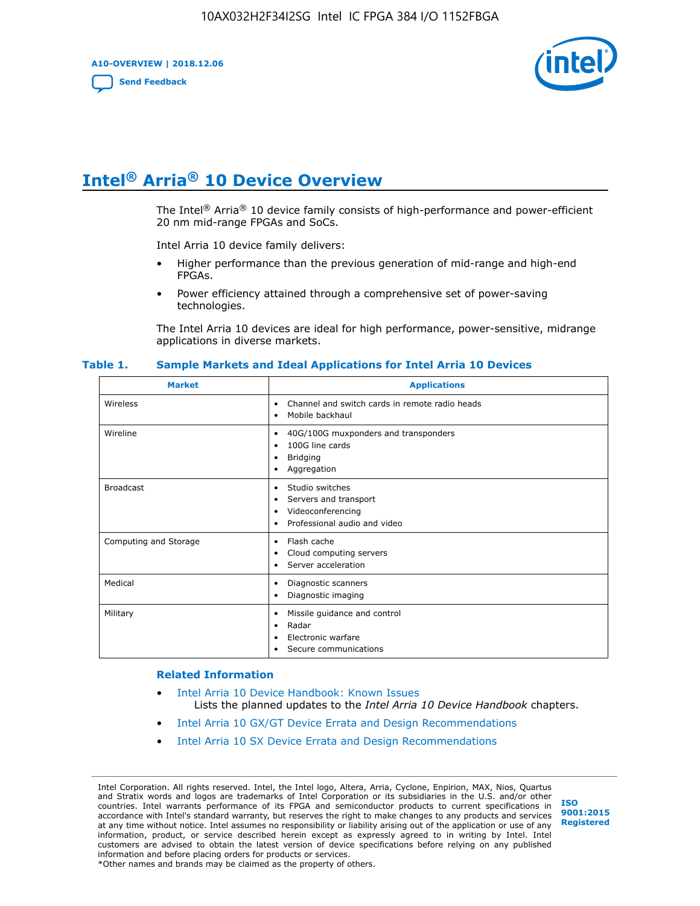# Intel® Arria® 10 Device Overview

The Intel® Arria® 10 device family consists of high-performance and power-efficient 20 nm mid-range FPGAs and SoCs.

Intel Arria 10 device family delivers:

- Higher performance than the previous generation of mid-range and high-end FPGAs.
- Power efficiency attained through a comprehensive set of power-saving technologies.

The Intel Arria 10 devices are ideal for high performance, power-sensitive, midrange applications in diverse markets.

**Table 1. Sample Markets and Ideal Applications for Intel Arria 10 Devices**

| Market | Applications |
|---|---|
| Wireless | • Channel and switch cards in remote radio heads<br>• Mobile backhaul |
| Wireline | • 40G/100G muxponders and transponders<br>• 100G line cards<br>• Bridging<br>• Aggregation |
| Broadcast | • Studio switches<br>• Servers and transport<br>• Videoconferencing<br>• Professional audio and video |
| Computing and Storage | • Flash cache<br>• Cloud computing servers<br>• Server acceleration |
| Medical | • Diagnostic scanners<br>• Diagnostic imaging |
| Military | • Missile guidance and control<br>• Radar<br>• Electronic warfare<br>• Secure communications |

### Related Information

- Intel Arria 10 Device Handbook: Known Issues
  Lists the planned updates to the *Intel Arria 10 Device Handbook* chapters.
- Intel Arria 10 GX/GT Device Errata and Design Recommendations
- Intel Arria 10 SX Device Errata and Design Recommendations

Intel Corporation. All rights reserved. Intel, the Intel logo, Altera, Arria, Cyclone, Enpirion, MAX, Nios, Quartus and Stratix words and logos are trademarks of Intel Corporation or its subsidiaries in the U.S. and/or other countries. Intel warrants performance of its FPGA and semiconductor products to current specifications in accordance with Intel's standard warranty, but reserves the right to make changes to any products and services at any time without notice. Intel assumes no responsibility or liability arising out of the application or use of any information, product, or service described herein except as expressly agreed to in writing by Intel. Intel customers are advised to obtain the latest version of device specifications before relying on any published information and before placing orders for products or services.
*Other names and brands may be claimed as the property of others.

ISO 9001:2015 Registered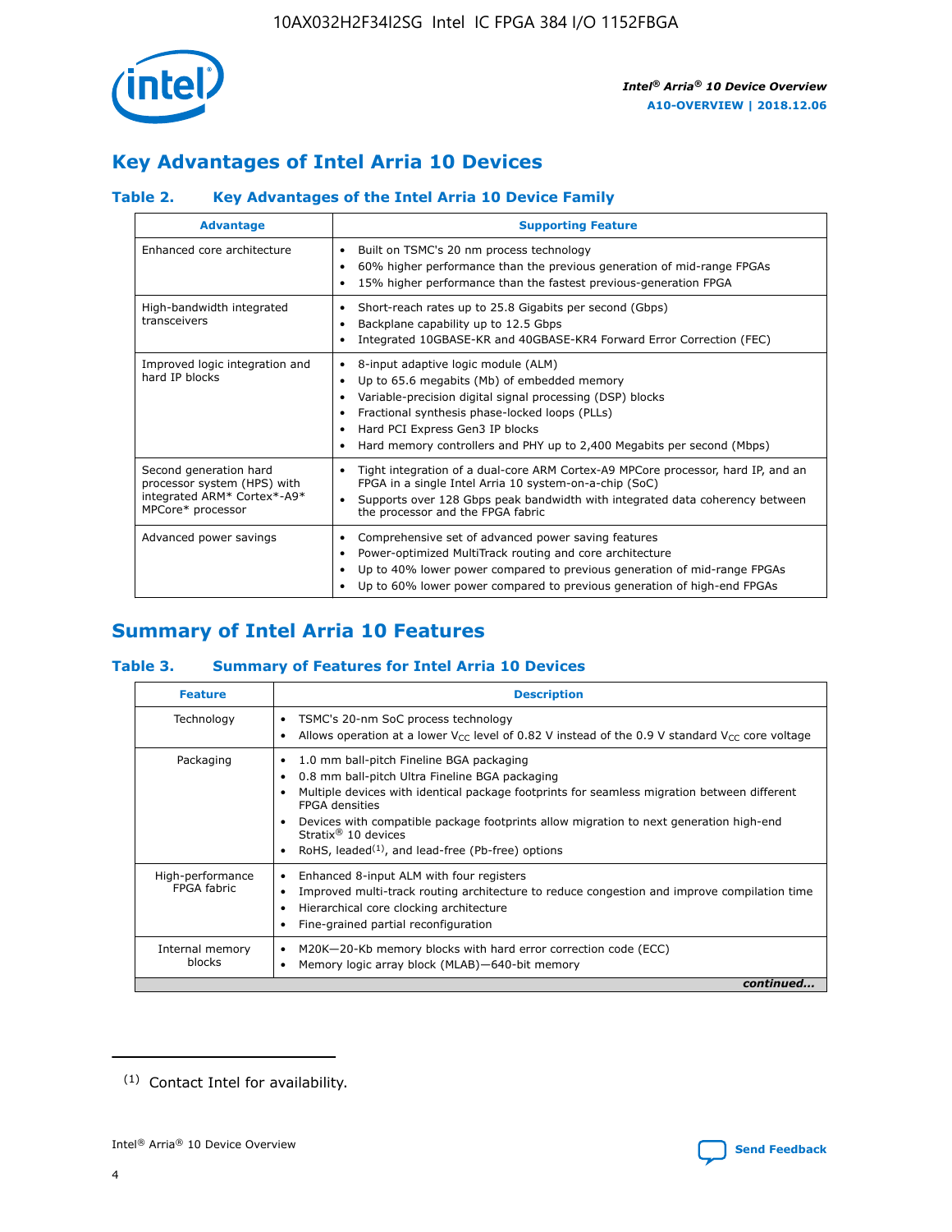## Key Advantages of Intel Arria 10 Devices

### Table 2. Key Advantages of the Intel Arria 10 Device Family

| Advantage | Supporting Feature |
| --- | --- |
| Enhanced core architecture | • Built on TSMC's 20 nm process technology<br>• 60% higher performance than the previous generation of mid-range FPGAs<br>• 15% higher performance than the fastest previous-generation FPGA |
| High-bandwidth integrated transceivers | • Short-reach rates up to 25.8 Gigabits per second (Gbps)<br>• Backplane capability up to 12.5 Gbps<br>• Integrated 10GBASE-KR and 40GBASE-KR4 Forward Error Correction (FEC) |
| Improved logic integration and hard IP blocks | • 8-input adaptive logic module (ALM)<br>• Up to 65.6 megabits (Mb) of embedded memory<br>• Variable-precision digital signal processing (DSP) blocks<br>• Fractional synthesis phase-locked loops (PLLs)<br>• Hard PCI Express Gen3 IP blocks<br>• Hard memory controllers and PHY up to 2,400 Megabits per second (Mbps) |
| Second generation hard processor system (HPS) with integrated ARM* Cortex*-A9* MPCore* processor | • Tight integration of a dual-core ARM Cortex-A9 MPCore processor, hard IP, and an FPGA in a single Intel Arria 10 system-on-a-chip (SoC)<br>• Supports over 128 Gbps peak bandwidth with integrated data coherency between the processor and the FPGA fabric |
| Advanced power savings | • Comprehensive set of advanced power saving features<br>• Power-optimized MultiTrack routing and core architecture<br>• Up to 40% lower power compared to previous generation of mid-range FPGAs<br>• Up to 60% lower power compared to previous generation of high-end FPGAs |

## Summary of Intel Arria 10 Features

### Table 3. Summary of Features for Intel Arria 10 Devices

| Feature | Description |
| --- | --- |
| Technology | • TSMC's 20-nm SoC process technology<br>• Allows operation at a lower $V_{CC}$ level of 0.82 V instead of the 0.9 V standard $V_{CC}$ core voltage |
| Packaging | • 1.0 mm ball-pitch Fineline BGA packaging<br>• 0.8 mm ball-pitch Ultra Fineline BGA packaging<br>• Multiple devices with identical package footprints for seamless migration between different FPGA densities<br>• Devices with compatible package footprints allow migration to next generation high-end Stratix® 10 devices<br>• RoHS, leaded[1], and lead-free (Pb-free) options |
| High-performance FPGA fabric | • Enhanced 8-input ALM with four registers<br>• Improved multi-track routing architecture to reduce congestion and improve compilation time<br>• Hierarchical core clocking architecture<br>• Fine-grained partial reconfiguration |
| Internal memory blocks | • M20K—20-Kb memory blocks with hard error correction code (ECC)<br>• Memory logic array block (MLAB)—640-bit memory |

*continued...*

(1) Contact Intel for availability.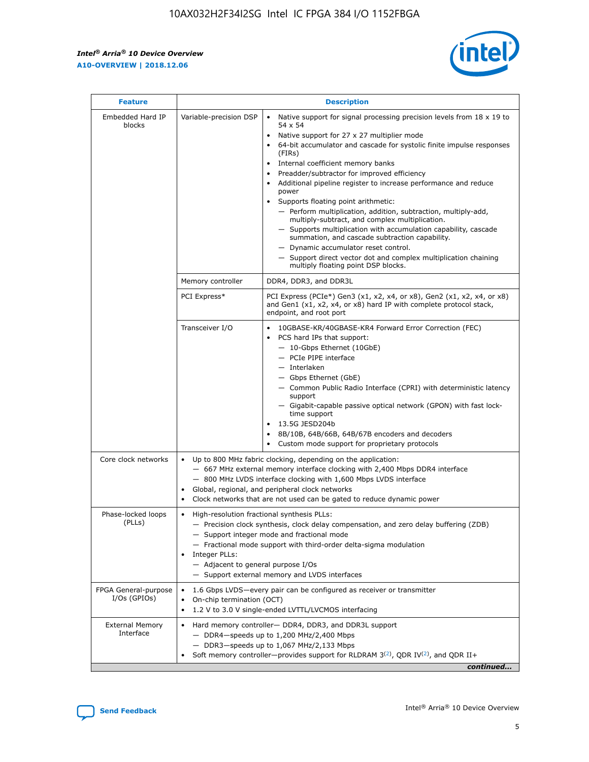| Feature | Description | |
|---|---|---|
| Embedded Hard IP blocks | Variable-precision DSP | • Native support for signal processing precision levels from 18 x 19 to 54 x 54<br>• Native support for 27 x 27 multiplier mode<br>• 64-bit accumulator and cascade for systolic finite impulse responses (FIRs)<br>• Internal coefficient memory banks<br>• Preadder/subtractor for improved efficiency<br>• Additional pipeline register to increase performance and reduce power<br>• Supports floating point arithmetic:<br>— Perform multiplication, addition, subtraction, multiply-add, multiply-subtract, and complex multiplication.<br>— Supports multiplication with accumulation capability, cascade summation, and cascade subtraction capability.<br>— Dynamic accumulator reset control.<br>— Support direct vector dot and complex multiplication chaining multiply floating point DSP blocks. |
| | Memory controller | DDR4, DDR3, and DDR3L |
| | PCI Express* | PCI Express (PCIe*) Gen3 (x1, x2, x4, or x8), Gen2 (x1, x2, x4, or x8) and Gen1 (x1, x2, x4, or x8) hard IP with complete protocol stack, endpoint, and root port |
| | Transceiver I/O | • 10GBASE-KR/40GBASE-KR4 Forward Error Correction (FEC)<br>• PCS hard IPs that support:<br>— 10-Gbps Ethernet (10GbE)<br>— PCIe PIPE interface<br>— Interlaken<br>— Gbps Ethernet (GbE)<br>— Common Public Radio Interface (CPRI) with deterministic latency support<br>— Gigabit-capable passive optical network (GPON) with fast lock-time support<br>• 13.5G JESD204b<br>• 8B/10B, 64B/66B, 64B/67B encoders and decoders<br>• Custom mode support for proprietary protocols |
| Core clock networks | • Up to 800 MHz fabric clocking, depending on the application:<br>— 667 MHz external memory interface clocking with 2,400 Mbps DDR4 interface<br>— 800 MHz LVDS interface clocking with 1,600 Mbps LVDS interface<br>• Global, regional, and peripheral clock networks<br>• Clock networks that are not used can be gated to reduce dynamic power | |
| Phase-locked loops (PLLs) | • High-resolution fractional synthesis PLLs:<br>— Precision clock synthesis, clock delay compensation, and zero delay buffering (ZDB)<br>— Support integer mode and fractional mode<br>— Fractional mode support with third-order delta-sigma modulation<br>• Integer PLLs:<br>— Adjacent to general purpose I/Os<br>— Support external memory and LVDS interfaces | |
| FPGA General-purpose I/Os (GPIOs) | • 1.6 Gbps LVDS—every pair can be configured as receiver or transmitter<br>• On-chip termination (OCT)<br>• 1.2 V to 3.0 V single-ended LVTTL/LVCMOS interfacing | |
| External Memory Interface | • Hard memory controller— DDR4, DDR3, and DDR3L support<br>— DDR4—speeds up to 1,200 MHz/2,400 Mbps<br>— DDR3—speeds up to 1,067 MHz/2,133 Mbps<br>• Soft memory controller—provides support for RLDRAM 3[(2)], QDR IV[(2)], and QDR II+ | |

*continued...*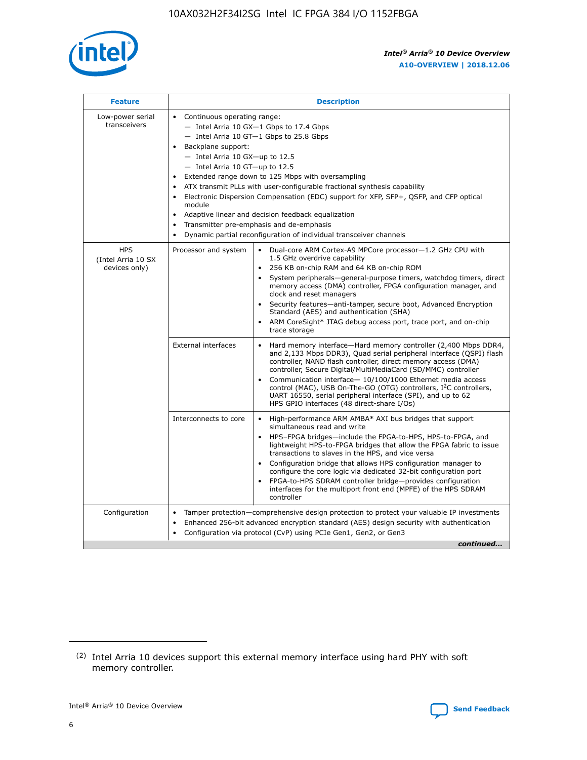| Feature | Description | |
|---|---|---|
| Low-power serial transceivers | • Continuous operating range:<br>— Intel Arria 10 GX—1 Gbps to 17.4 Gbps<br>— Intel Arria 10 GT—1 Gbps to 25.8 Gbps<br>• Backplane support:<br>— Intel Arria 10 GX—up to 12.5<br>— Intel Arria 10 GT—up to 12.5<br>• Extended range down to 125 Mbps with oversampling<br>• ATX transmit PLLs with user-configurable fractional synthesis capability<br>• Electronic Dispersion Compensation (EDC) support for XFP, SFP+, QSFP, and CFP optical module<br>• Adaptive linear and decision feedback equalization<br>• Transmitter pre-emphasis and de-emphasis<br>• Dynamic partial reconfiguration of individual transceiver channels | |
| HPS (Intel Arria 10 SX devices only) | Processor and system | • Dual-core ARM Cortex-A9 MPCore processor—1.2 GHz CPU with 1.5 GHz overdrive capability<br>• 256 KB on-chip RAM and 64 KB on-chip ROM<br>• System peripherals—general-purpose timers, watchdog timers, direct memory access (DMA) controller, FPGA configuration manager, and clock and reset managers<br>• Security features—anti-tamper, secure boot, Advanced Encryption Standard (AES) and authentication (SHA)<br>• ARM CoreSight* JTAG debug access port, trace port, and on-chip trace storage |
| | External interfaces | • Hard memory interface—Hard memory controller (2,400 Mbps DDR4, and 2,133 Mbps DDR3), Quad serial peripheral interface (QSPI) flash controller, NAND flash controller, direct memory access (DMA) controller, Secure Digital/MultiMediaCard (SD/MMC) controller<br>• Communication interface— 10/100/1000 Ethernet media access control (MAC), USB On-The-GO (OTG) controllers, I²C controllers, UART 16550, serial peripheral interface (SPI), and up to 62 HPS GPIO interfaces (48 direct-share I/Os) |
| | Interconnects to core | • High-performance ARM AMBA* AXI bus bridges that support simultaneous read and write<br>• HPS–FPGA bridges—include the FPGA-to-HPS, HPS-to-FPGA, and lightweight HPS-to-FPGA bridges that allow the FPGA fabric to issue transactions to slaves in the HPS, and vice versa<br>• Configuration bridge that allows HPS configuration manager to configure the core logic via dedicated 32-bit configuration port<br>• FPGA-to-HPS SDRAM controller bridge—provides configuration interfaces for the multiport front end (MPFE) of the HPS SDRAM controller |
| Configuration | • Tamper protection—comprehensive design protection to protect your valuable IP investments<br>• Enhanced 256-bit advanced encryption standard (AES) design security with authentication<br>• Configuration via protocol (CvP) using PCIe Gen1, Gen2, or Gen3 | |

*continued...*

(2) Intel Arria 10 devices support this external memory interface using hard PHY with soft memory controller.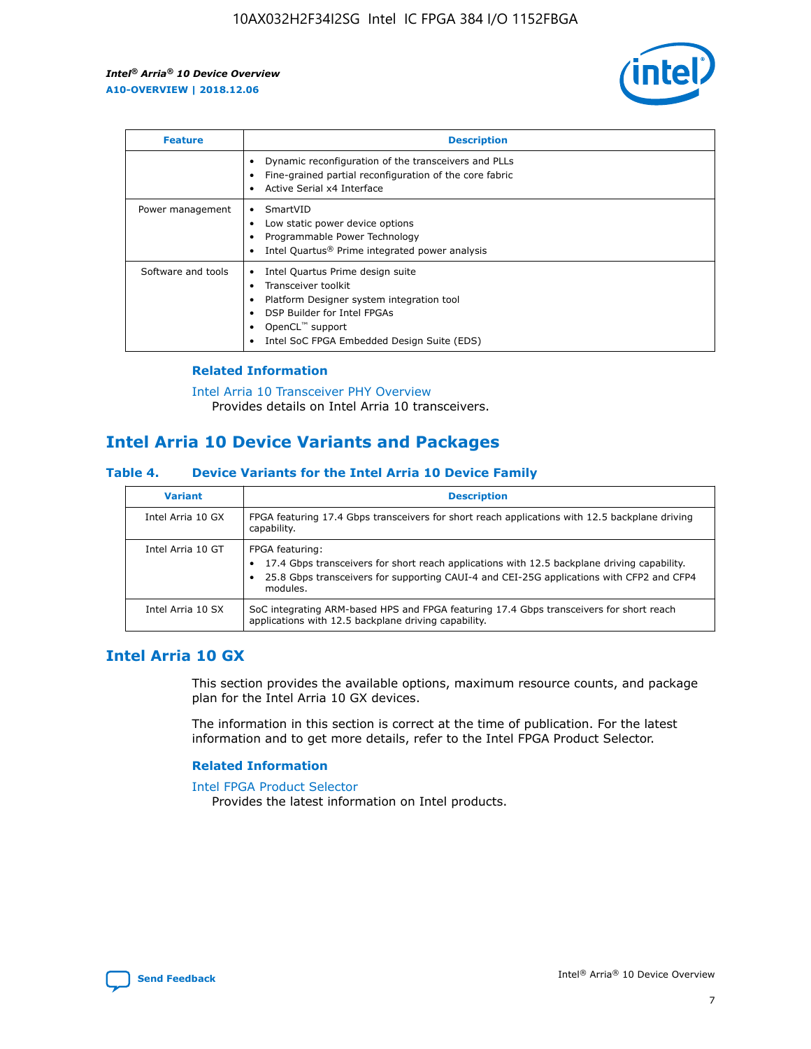| Feature | Description |
| --- | --- |
| | • Dynamic reconfiguration of the transceivers and PLLs<br>• Fine-grained partial reconfiguration of the core fabric<br>• Active Serial x4 Interface |
| Power management | • SmartVID<br>• Low static power device options<br>• Programmable Power Technology<br>• Intel Quartus® Prime integrated power analysis |
| Software and tools | • Intel Quartus Prime design suite<br>• Transceiver toolkit<br>• Platform Designer system integration tool<br>• DSP Builder for Intel FPGAs<br>• OpenCL™ support<br>• Intel SoC FPGA Embedded Design Suite (EDS) |

### Related Information

Intel Arria 10 Transceiver PHY Overview
Provides details on Intel Arria 10 transceivers.

## Intel Arria 10 Device Variants and Packages

### Table 4. Device Variants for the Intel Arria 10 Device Family

| Variant | Description |
| --- | --- |
| Intel Arria 10 GX | FPGA featuring 17.4 Gbps transceivers for short reach applications with 12.5 backplane driving capability. |
| Intel Arria 10 GT | FPGA featuring:<br>• 17.4 Gbps transceivers for short reach applications with 12.5 backplane driving capability.<br>• 25.8 Gbps transceivers for supporting CAUI-4 and CEI-25G applications with CFP2 and CFP4 modules. |
| Intel Arria 10 SX | SoC integrating ARM-based HPS and FPGA featuring 17.4 Gbps transceivers for short reach applications with 12.5 backplane driving capability. |

## Intel Arria 10 GX

This section provides the available options, maximum resource counts, and package plan for the Intel Arria 10 GX devices.

The information in this section is correct at the time of publication. For the latest information and to get more details, refer to the Intel FPGA Product Selector.

### Related Information

Intel FPGA Product Selector
Provides the latest information on Intel products.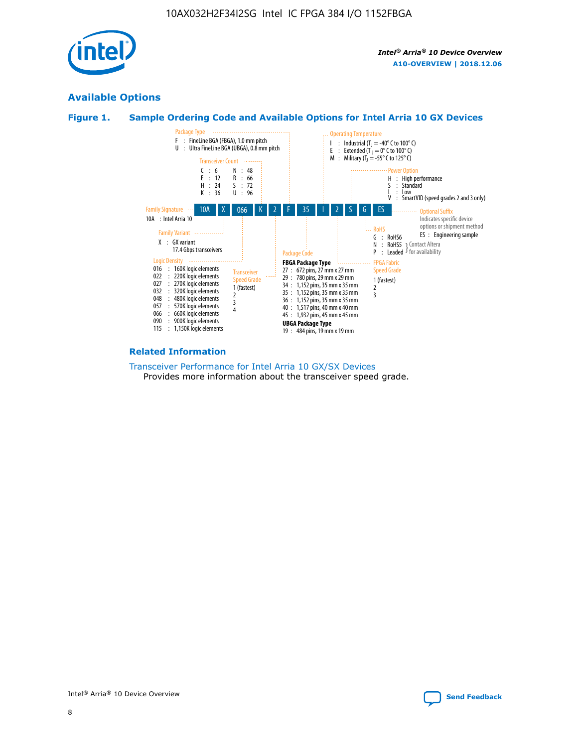## Available Options

### Figure 1. Sample Ordering Code and Available Options for Intel Arria 10 GX Devices

| 10A | X | 066 | K | 2 | F | 35 | I | 2 | S | G | ES |
|---|---|---|---|---|---|---|---|---|---|---|---|

**Family Signature**
10A : Intel Arria 10

**Family Variant**
X : GX variant
17.4 Gbps transceivers

**Logic Density**
016 : 160K logic elements
022 : 220K logic elements
027 : 270K logic elements
032 : 320K logic elements
048 : 480K logic elements
057 : 570K logic elements
066 : 660K logic elements
090 : 900K logic elements
115 : 1,150K logic elements

**Transceiver Count**
C : 6
E : 12
H : 24
K : 36
N : 48
R : 66
S : 72
U : 96

**Transceiver Speed Grade**
1 (fastest)
2
3
4

**Package Type**
F : FineLine BGA (FBGA), 1.0 mm pitch
U : Ultra FineLine BGA (UBGA), 0.8 mm pitch

**Package Code**

**FBGA Package Type**
27 : 672 pins, 27 mm x 27 mm
29 : 780 pins, 29 mm x 29 mm
34 : 1,152 pins, 35 mm x 35 mm
35 : 1,152 pins, 35 mm x 35 mm
36 : 1,152 pins, 35 mm x 35 mm
40 : 1,517 pins, 40 mm x 40 mm
45 : 1,932 pins, 45 mm x 45 mm

**UBGA Package Type**
19 : 484 pins, 19 mm x 19 mm

**Operating Temperature**
I : Industrial ($T_J$ = -40° C to 100° C)
E : Extended ($T_J$ = 0° C to 100° C)
M : Military ($T_J$ = -55° C to 125° C)

**FPGA Fabric Speed Grade**
1 (fastest)
2
3

**Power Option**
H : High performance
S : Standard
L : Low
V : SmartVID (speed grades 2 and 3 only)

**RoHS**
G : RoHS6
N : RoHS5 } Contact Altera for availability
P : Leaded } Contact Altera for availability

**Optional Suffix**
Indicates specific device options or shipment method
ES : Engineering sample

### Related Information

Transceiver Performance for Intel Arria 10 GX/SX Devices
Provides more information about the transceiver speed grade.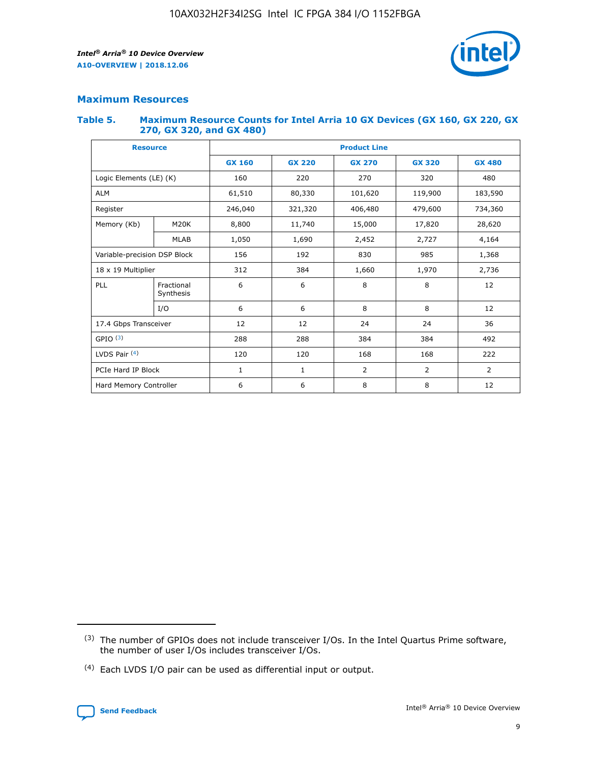## Maximum Resources

### Table 5. Maximum Resource Counts for Intel Arria 10 GX Devices (GX 160, GX 220, GX 270, GX 320, and GX 480)

| Resource | | Product Line | | | | |
|---|---|---|---|---|---|---|
| | | GX 160 | GX 220 | GX 270 | GX 320 | GX 480 |
| Logic Elements (LE) (K) | | 160 | 220 | 270 | 320 | 480 |
| ALM | | 61,510 | 80,330 | 101,620 | 119,900 | 183,590 |
| Register | | 246,040 | 321,320 | 406,480 | 479,600 | 734,360 |
| Memory (Kb) | M20K | 8,800 | 11,740 | 15,000 | 17,820 | 28,620 |
| | MLAB | 1,050 | 1,690 | 2,452 | 2,727 | 4,164 |
| Variable-precision DSP Block | | 156 | 192 | 830 | 985 | 1,368 |
| 18 x 19 Multiplier | | 312 | 384 | 1,660 | 1,970 | 2,736 |
| PLL | Fractional Synthesis | 6 | 6 | 8 | 8 | 12 |
| | I/O | 6 | 6 | 8 | 8 | 12 |
| 17.4 Gbps Transceiver | | 12 | 12 | 24 | 24 | 36 |
| GPIO [3] | | 288 | 288 | 384 | 384 | 492 |
| LVDS Pair [4] | | 120 | 120 | 168 | 168 | 222 |
| PCIe Hard IP Block | | 1 | 1 | 2 | 2 | 2 |
| Hard Memory Controller | | 6 | 6 | 8 | 8 | 12 |

[3] The number of GPIOs does not include transceiver I/Os. In the Intel Quartus Prime software, the number of user I/Os includes transceiver I/Os.

[4] Each LVDS I/O pair can be used as differential input or output.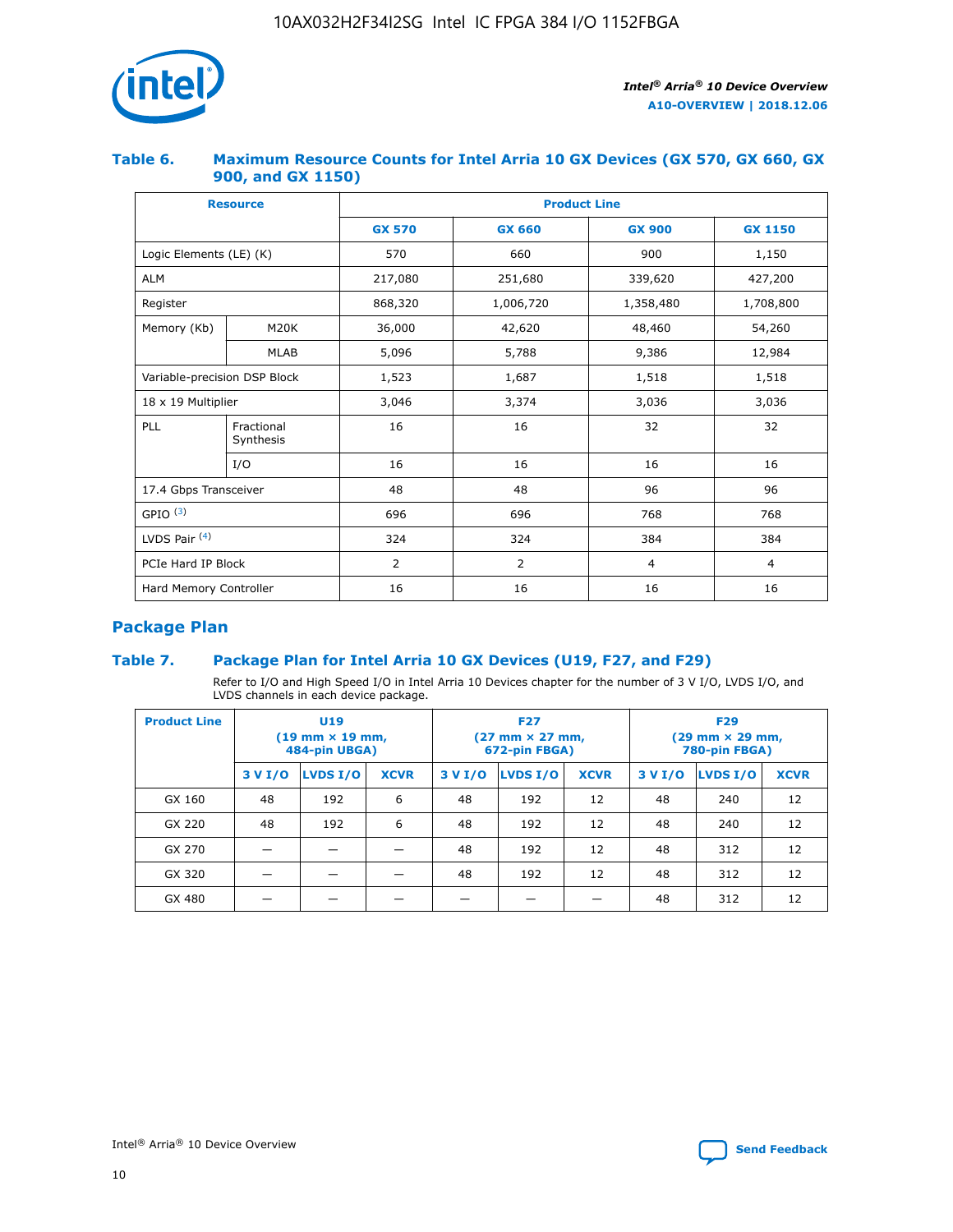### Table 6. Maximum Resource Counts for Intel Arria 10 GX Devices (GX 570, GX 660, GX 900, and GX 1150)

| Resource | | Product Line | | | |
|---|---|---|---|---|---|
| | | GX 570 | GX 660 | GX 900 | GX 1150 |
| Logic Elements (LE) (K) | | 570 | 660 | 900 | 1,150 |
| ALM | | 217,080 | 251,680 | 339,620 | 427,200 |
| Register | | 868,320 | 1,006,720 | 1,358,480 | 1,708,800 |
| Memory (Kb) | M20K | 36,000 | 42,620 | 48,460 | 54,260 |
| | MLAB | 5,096 | 5,788 | 9,386 | 12,984 |
| Variable-precision DSP Block | | 1,523 | 1,687 | 1,518 | 1,518 |
| 18 x 19 Multiplier | | 3,046 | 3,374 | 3,036 | 3,036 |
| PLL | Fractional Synthesis | 16 | 16 | 32 | 32 |
| | I/O | 16 | 16 | 16 | 16 |
| 17.4 Gbps Transceiver | | 48 | 48 | 96 | 96 |
| GPIO [(3)] | | 696 | 696 | 768 | 768 |
| LVDS Pair [(4)] | | 324 | 324 | 384 | 384 |
| PCIe Hard IP Block | | 2 | 2 | 4 | 4 |
| Hard Memory Controller | | 16 | 16 | 16 | 16 |

## Package Plan

### Table 7. Package Plan for Intel Arria 10 GX Devices (U19, F27, and F29)

Refer to I/O and High Speed I/O in Intel Arria 10 Devices chapter for the number of 3 V I/O, LVDS I/O, and LVDS channels in each device package.

| Product Line | U19 (19 mm × 19 mm, 484-pin UBGA) | | | F27 (27 mm × 27 mm, 672-pin FBGA) | | | F29 (29 mm × 29 mm, 780-pin FBGA) | | |
|---|---|---|---|---|---|---|---|---|---|
| | 3 V I/O | LVDS I/O | XCVR | 3 V I/O | LVDS I/O | XCVR | 3 V I/O | LVDS I/O | XCVR |
| GX 160 | 48 | 192 | 6 | 48 | 192 | 12 | 48 | 240 | 12 |
| GX 220 | 48 | 192 | 6 | 48 | 192 | 12 | 48 | 240 | 12 |
| GX 270 | — | — | — | 48 | 192 | 12 | 48 | 312 | 12 |
| GX 320 | — | — | — | 48 | 192 | 12 | 48 | 312 | 12 |
| GX 480 | — | — | — | — | — | — | 48 | 312 | 12 |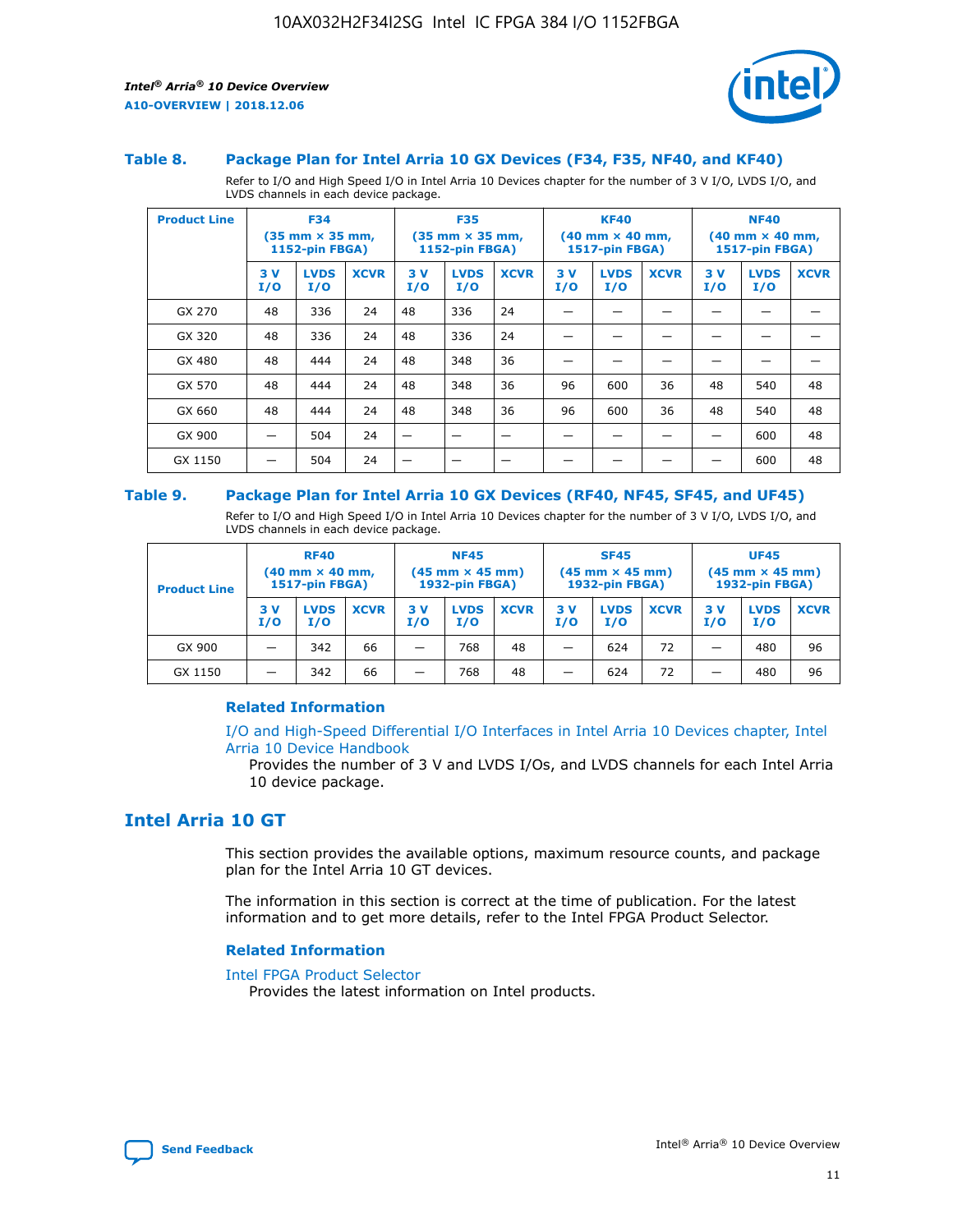### Table 8. Package Plan for Intel Arria 10 GX Devices (F34, F35, NF40, and KF40)

Refer to I/O and High Speed I/O in Intel Arria 10 Devices chapter for the number of 3 V I/O, LVDS I/O, and LVDS channels in each device package.

| Product Line | F34 (35 mm × 35 mm, 1152-pin FBGA) | | | F35 (35 mm × 35 mm, 1152-pin FBGA) | | | KF40 (40 mm × 40 mm, 1517-pin FBGA) | | | NF40 (40 mm × 40 mm, 1517-pin FBGA) | | |
|---|---|---|---|---|---|---|---|---|---|---|---|---|
| | 3 V I/O | LVDS I/O | XCVR | 3 V I/O | LVDS I/O | XCVR | 3 V I/O | LVDS I/O | XCVR | 3 V I/O | LVDS I/O | XCVR |
| GX 270 | 48 | 336 | 24 | 48 | 336 | 24 | — | — | — | — | — | — |
| GX 320 | 48 | 336 | 24 | 48 | 336 | 24 | — | — | — | — | — | — |
| GX 480 | 48 | 444 | 24 | 48 | 348 | 36 | — | — | — | — | — | — |
| GX 570 | 48 | 444 | 24 | 48 | 348 | 36 | 96 | 600 | 36 | 48 | 540 | 48 |
| GX 660 | 48 | 444 | 24 | 48 | 348 | 36 | 96 | 600 | 36 | 48 | 540 | 48 |
| GX 900 | — | 504 | 24 | — | — | — | — | — | — | — | 600 | 48 |
| GX 1150 | — | 504 | 24 | — | — | — | — | — | — | — | 600 | 48 |

### Table 9. Package Plan for Intel Arria 10 GX Devices (RF40, NF45, SF45, and UF45)

Refer to I/O and High Speed I/O in Intel Arria 10 Devices chapter for the number of 3 V I/O, LVDS I/O, and LVDS channels in each device package.

| Product Line | RF40 (40 mm × 40 mm, 1517-pin FBGA) | | | NF45 (45 mm × 45 mm) 1932-pin FBGA) | | | SF45 (45 mm × 45 mm) 1932-pin FBGA) | | | UF45 (45 mm × 45 mm) 1932-pin FBGA) | | |
|---|---|---|---|---|---|---|---|---|---|---|---|---|
| | 3 V I/O | LVDS I/O | XCVR | 3 V I/O | LVDS I/O | XCVR | 3 V I/O | LVDS I/O | XCVR | 3 V I/O | LVDS I/O | XCVR |
| GX 900 | — | 342 | 66 | — | 768 | 48 | — | 624 | 72 | — | 480 | 96 |
| GX 1150 | — | 342 | 66 | — | 768 | 48 | — | 624 | 72 | — | 480 | 96 |

#### Related Information

I/O and High-Speed Differential I/O Interfaces in Intel Arria 10 Devices chapter, Intel Arria 10 Device Handbook
Provides the number of 3 V and LVDS I/Os, and LVDS channels for each Intel Arria 10 device package.

## Intel Arria 10 GT

This section provides the available options, maximum resource counts, and package plan for the Intel Arria 10 GT devices.

The information in this section is correct at the time of publication. For the latest information and to get more details, refer to the Intel FPGA Product Selector.

#### Related Information

Intel FPGA Product Selector
Provides the latest information on Intel products.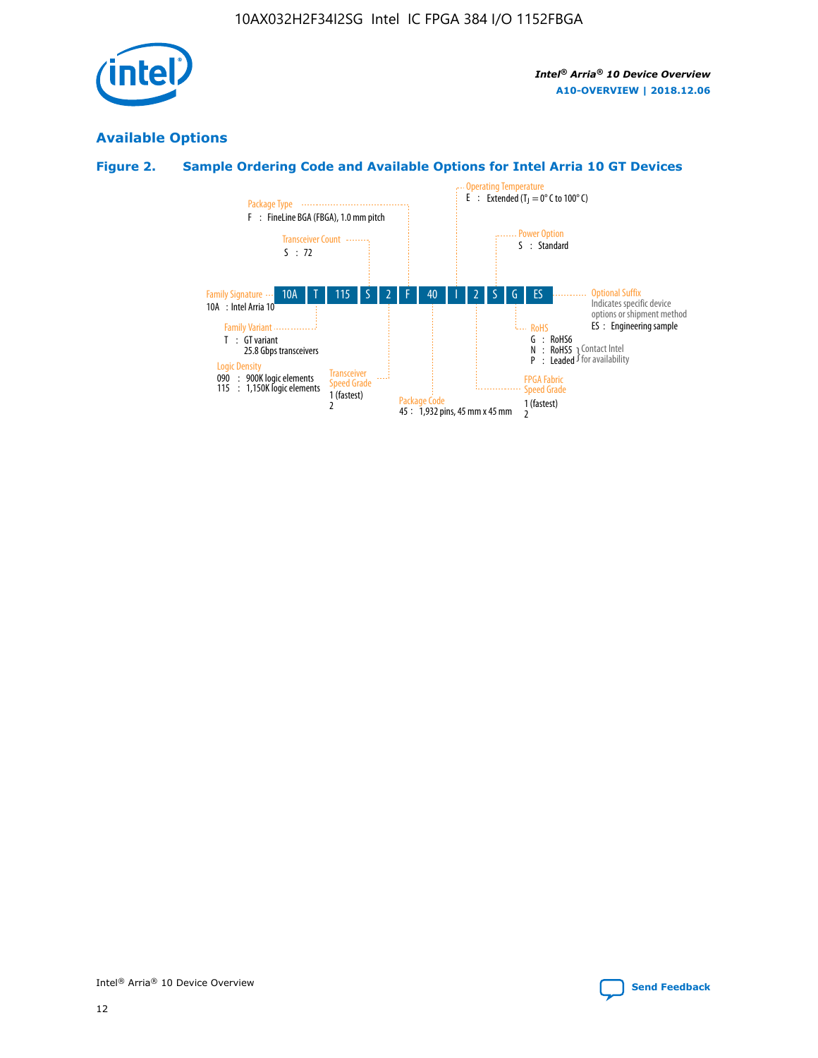## Available Options

### Figure 2. Sample Ordering Code and Available Options for Intel Arria 10 GT Devices

10A T 115 S 2 F 40 I 2 S G ES

Family Signature
10A : Intel Arria 10

Family Variant
T : GT variant
25.8 Gbps transceivers

Logic Density
090 : 900K logic elements
115 : 1,150K logic elements

Transceiver Count
S : 72

Transceiver Speed Grade
1 (fastest)
2

Package Type
F : FineLine BGA (FBGA), 1.0 mm pitch

Package Code
45 : 1,932 pins, 45 mm x 45 mm

Operating Temperature
E : Extended ($T_J$ = 0° C to 100° C)

FPGA Fabric Speed Grade
1 (fastest)
2

Power Option
S : Standard

RoHS
G : RoHS6
N : RoHS5
P : Leaded
Contact Intel for availability

Optional Suffix
Indicates specific device options or shipment method
ES : Engineering sample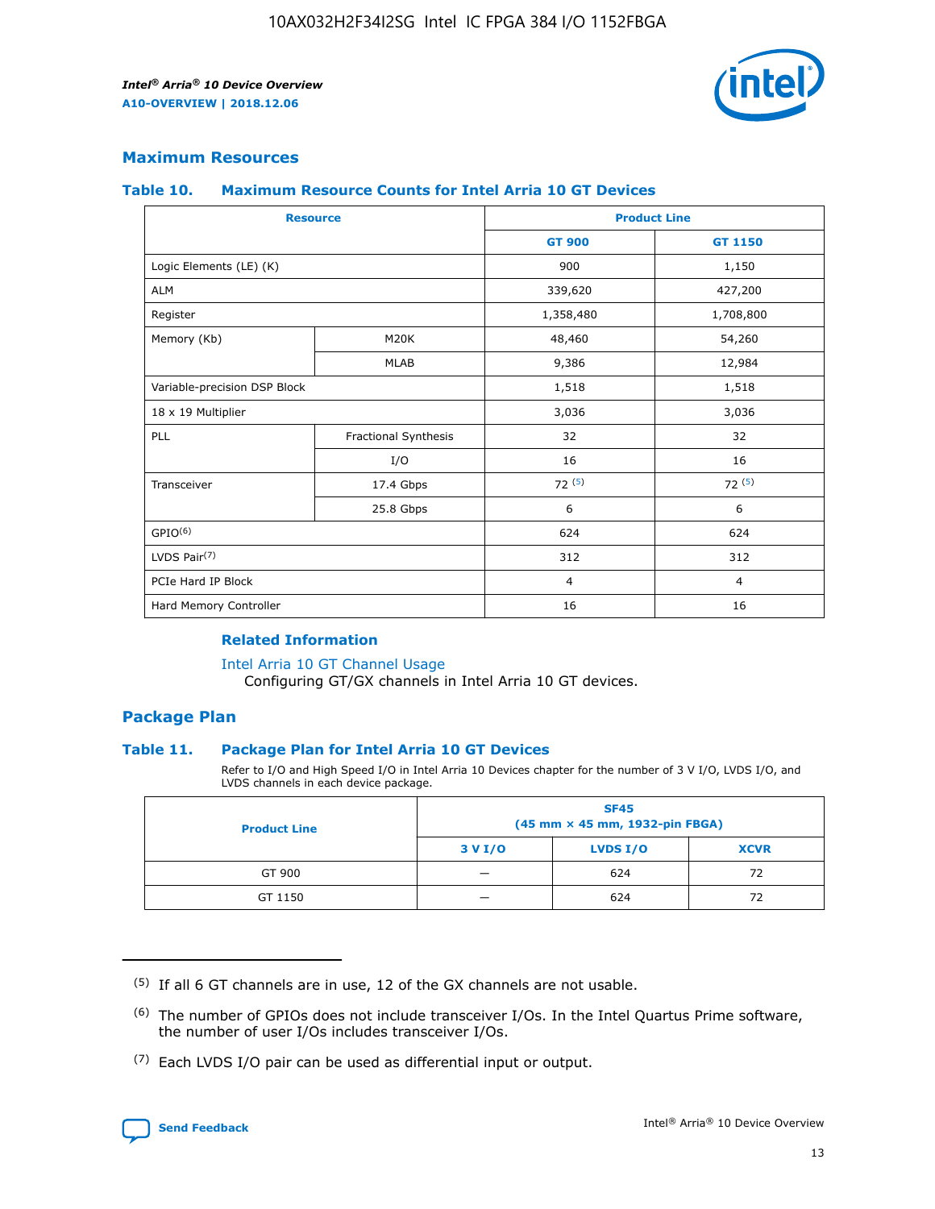## Maximum Resources

### Table 10. Maximum Resource Counts for Intel Arria 10 GT Devices

| Resource | | Product Line | |
|---|---|---|---|
| | | GT 900 | GT 1150 |
| Logic Elements (LE) (K) | | 900 | 1,150 |
| ALM | | 339,620 | 427,200 |
| Register | | 1,358,480 | 1,708,800 |
| Memory (Kb) | M20K | 48,460 | 54,260 |
| | MLAB | 9,386 | 12,984 |
| Variable-precision DSP Block | | 1,518 | 1,518 |
| 18 x 19 Multiplier | | 3,036 | 3,036 |
| PLL | Fractional Synthesis | 32 | 32 |
| | I/O | 16 | 16 |
| Transceiver | 17.4 Gbps | 72 (5) | 72 (5) |
| | 25.8 Gbps | 6 | 6 |
| GPIO(6) | | 624 | 624 |
| LVDS Pair(7) | | 312 | 312 |
| PCIe Hard IP Block | | 4 | 4 |
| Hard Memory Controller | | 16 | 16 |

#### Related Information

Intel Arria 10 GT Channel Usage
Configuring GT/GX channels in Intel Arria 10 GT devices.

## Package Plan

### Table 11. Package Plan for Intel Arria 10 GT Devices

Refer to I/O and High Speed I/O in Intel Arria 10 Devices chapter for the number of 3 V I/O, LVDS I/O, and LVDS channels in each device package.

| Product Line | SF45 (45 mm × 45 mm, 1932-pin FBGA) | | |
|---|---|---|---|
| | 3 V I/O | LVDS I/O | XCVR |
| GT 900 | — | 624 | 72 |
| GT 1150 | — | 624 | 72 |

(5) If all 6 GT channels are in use, 12 of the GX channels are not usable.

(6) The number of GPIOs does not include transceiver I/Os. In the Intel Quartus Prime software, the number of user I/Os includes transceiver I/Os.

(7) Each LVDS I/O pair can be used as differential input or output.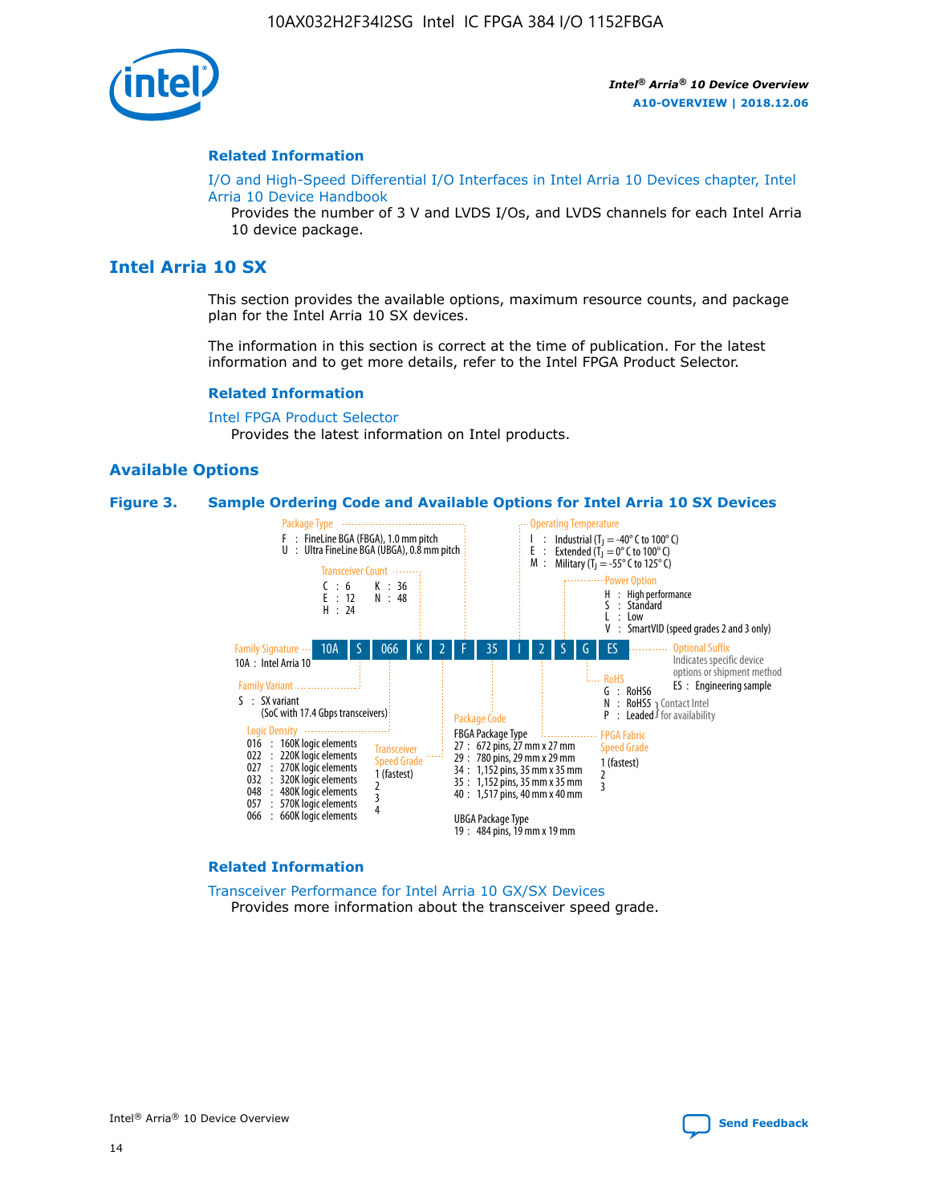## Related Information

I/O and High-Speed Differential I/O Interfaces in Intel Arria 10 Devices chapter, Intel Arria 10 Device Handbook

Provides the number of 3 V and LVDS I/Os, and LVDS channels for each Intel Arria 10 device package.

# Intel Arria 10 SX

This section provides the available options, maximum resource counts, and package plan for the Intel Arria 10 SX devices.

The information in this section is correct at the time of publication. For the latest information and to get more details, refer to the Intel FPGA Product Selector.

## Related Information

Intel FPGA Product Selector

Provides the latest information on Intel products.

## Available Options

**Figure 3. Sample Ordering Code and Available Options for Intel Arria 10 SX Devices**

10A S 066 K 2 F 35 I 2 S G ES

Family Signature
10A : Intel Arria 10

Family Variant
S : SX variant (SoC with 17.4 Gbps transceivers)

Logic Density
016 : 160K logic elements
022 : 220K logic elements
027 : 270K logic elements
032 : 320K logic elements
048 : 480K logic elements
057 : 570K logic elements
066 : 660K logic elements

Transceiver Count
C : 6
E : 12
H : 24
K : 36
N : 48

Transceiver Speed Grade
1 (fastest)
2
3
4

Package Type
F : FineLine BGA (FBGA), 1.0 mm pitch
U : Ultra FineLine BGA (UBGA), 0.8 mm pitch

Package Code
FBGA Package Type
27 : 672 pins, 27 mm x 27 mm
29 : 780 pins, 29 mm x 29 mm
34 : 1,152 pins, 35 mm x 35 mm
35 : 1,152 pins, 35 mm x 35 mm
40 : 1,517 pins, 40 mm x 40 mm

UBGA Package Type
19 : 484 pins, 19 mm x 19 mm

Operating Temperature
I : Industrial ($T_J$ = -40° C to 100° C)
E : Extended ($T_J$ = 0° C to 100° C)
M : Military ($T_J$ = -55° C to 125° C)

FPGA Fabric Speed Grade
1 (fastest)
2
3

Power Option
H : High performance
S : Standard
L : Low
V : SmartVID (speed grades 2 and 3 only)

RoHS
G : RoHS6
N : RoHS5
P : Leaded
(N, P: Contact Intel for availability)

Optional Suffix
Indicates specific device options or shipment method
ES : Engineering sample

## Related Information

Transceiver Performance for Intel Arria 10 GX/SX Devices

Provides more information about the transceiver speed grade.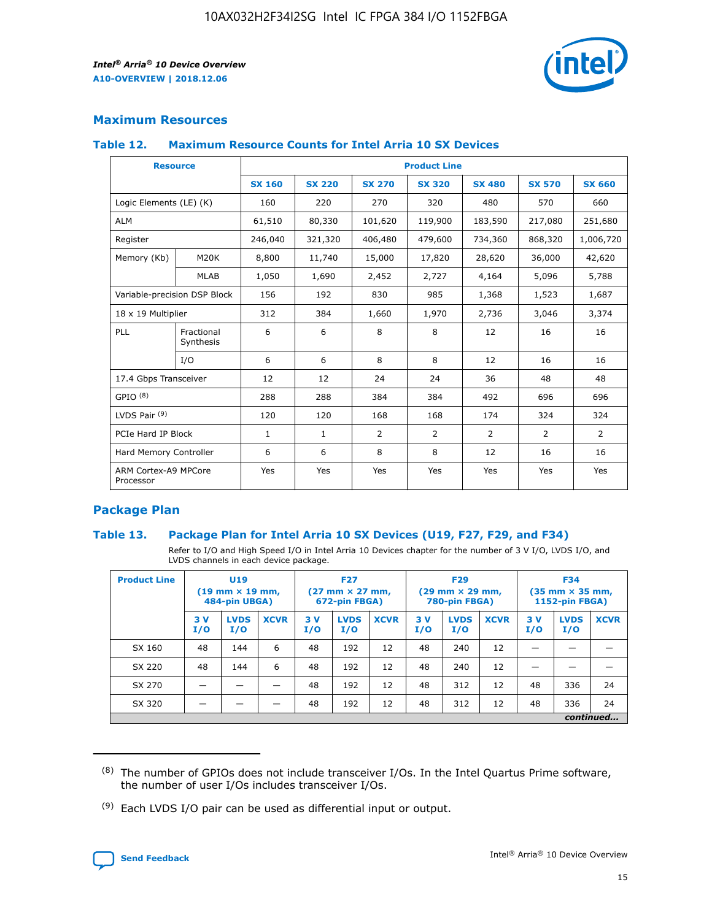## Maximum Resources

### Table 12. Maximum Resource Counts for Intel Arria 10 SX Devices

| Resource | | Product Line | | | | | | |
|---|---|---|---|---|---|---|---|---|
| | | SX 160 | SX 220 | SX 270 | SX 320 | SX 480 | SX 570 | SX 660 |
| Logic Elements (LE) (K) | | 160 | 220 | 270 | 320 | 480 | 570 | 660 |
| ALM | | 61,510 | 80,330 | 101,620 | 119,900 | 183,590 | 217,080 | 251,680 |
| Register | | 246,040 | 321,320 | 406,480 | 479,600 | 734,360 | 868,320 | 1,006,720 |
| Memory (Kb) | M20K | 8,800 | 11,740 | 15,000 | 17,820 | 28,620 | 36,000 | 42,620 |
| | MLAB | 1,050 | 1,690 | 2,452 | 2,727 | 4,164 | 5,096 | 5,788 |
| Variable-precision DSP Block | | 156 | 192 | 830 | 985 | 1,368 | 1,523 | 1,687 |
| 18 x 19 Multiplier | | 312 | 384 | 1,660 | 1,970 | 2,736 | 3,046 | 3,374 |
| PLL | Fractional Synthesis | 6 | 6 | 8 | 8 | 12 | 16 | 16 |
| | I/O | 6 | 6 | 8 | 8 | 12 | 16 | 16 |
| 17.4 Gbps Transceiver | | 12 | 12 | 24 | 24 | 36 | 48 | 48 |
| GPIO [8] | | 288 | 288 | 384 | 384 | 492 | 696 | 696 |
| LVDS Pair [9] | | 120 | 120 | 168 | 168 | 174 | 324 | 324 |
| PCIe Hard IP Block | | 1 | 1 | 2 | 2 | 2 | 2 | 2 |
| Hard Memory Controller | | 6 | 6 | 8 | 8 | 12 | 16 | 16 |
| ARM Cortex-A9 MPCore Processor | | Yes | Yes | Yes | Yes | Yes | Yes | Yes |

## Package Plan

### Table 13. Package Plan for Intel Arria 10 SX Devices (U19, F27, F29, and F34)

Refer to I/O and High Speed I/O in Intel Arria 10 Devices chapter for the number of 3 V I/O, LVDS I/O, and LVDS channels in each device package.

| Product Line | U19 (19 mm × 19 mm, 484-pin UBGA) | | | F27 (27 mm × 27 mm, 672-pin FBGA) | | | F29 (29 mm × 29 mm, 780-pin FBGA) | | | F34 (35 mm × 35 mm, 1152-pin FBGA) | | |
|---|---|---|---|---|---|---|---|---|---|---|---|---|
| | 3 V I/O | LVDS I/O | XCVR | 3 V I/O | LVDS I/O | XCVR | 3 V I/O | LVDS I/O | XCVR | 3 V I/O | LVDS I/O | XCVR |
| SX 160 | 48 | 144 | 6 | 48 | 192 | 12 | 48 | 240 | 12 | — | — | — |
| SX 220 | 48 | 144 | 6 | 48 | 192 | 12 | 48 | 240 | 12 | — | — | — |
| SX 270 | — | — | — | 48 | 192 | 12 | 48 | 312 | 12 | 48 | 336 | 24 |
| SX 320 | — | — | — | 48 | 192 | 12 | 48 | 312 | 12 | 48 | 336 | 24 |

*continued...*

(8) The number of GPIOs does not include transceiver I/Os. In the Intel Quartus Prime software, the number of user I/Os includes transceiver I/Os.

(9) Each LVDS I/O pair can be used as differential input or output.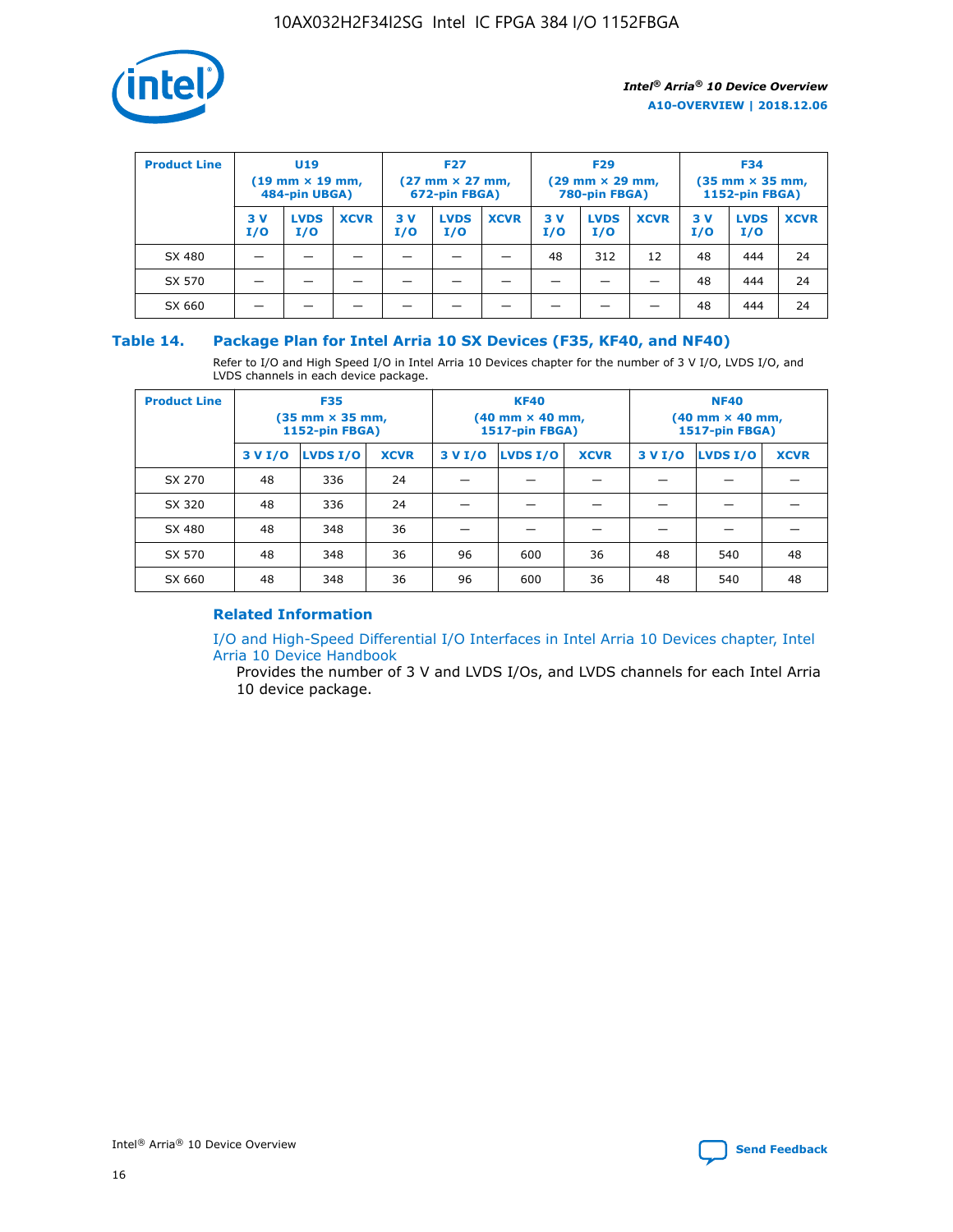| Product Line | U19 (19 mm × 19 mm, 484-pin UBGA) | | | F27 (27 mm × 27 mm, 672-pin FBGA) | | | F29 (29 mm × 29 mm, 780-pin FBGA) | | | F34 (35 mm × 35 mm, 1152-pin FBGA) | | |
|---|---|---|---|---|---|---|---|---|---|---|---|---|
| | 3 V I/O | LVDS I/O | XCVR | 3 V I/O | LVDS I/O | XCVR | 3 V I/O | LVDS I/O | XCVR | 3 V I/O | LVDS I/O | XCVR |
| SX 480 | — | — | — | — | — | — | 48 | 312 | 12 | 48 | 444 | 24 |
| SX 570 | — | — | — | — | — | — | — | — | — | 48 | 444 | 24 |
| SX 660 | — | — | — | — | — | — | — | — | — | 48 | 444 | 24 |

## Table 14. Package Plan for Intel Arria 10 SX Devices (F35, KF40, and NF40)

Refer to I/O and High Speed I/O in Intel Arria 10 Devices chapter for the number of 3 V I/O, LVDS I/O, and LVDS channels in each device package.

| Product Line | F35 (35 mm × 35 mm, 1152-pin FBGA) | | | KF40 (40 mm × 40 mm, 1517-pin FBGA) | | | NF40 (40 mm × 40 mm, 1517-pin FBGA) | | |
|---|---|---|---|---|---|---|---|---|---|
| | 3 V I/O | LVDS I/O | XCVR | 3 V I/O | LVDS I/O | XCVR | 3 V I/O | LVDS I/O | XCVR |
| SX 270 | 48 | 336 | 24 | — | — | — | — | — | — |
| SX 320 | 48 | 336 | 24 | — | — | — | — | — | — |
| SX 480 | 48 | 348 | 36 | — | — | — | — | — | — |
| SX 570 | 48 | 348 | 36 | 96 | 600 | 36 | 48 | 540 | 48 |
| SX 660 | 48 | 348 | 36 | 96 | 600 | 36 | 48 | 540 | 48 |

### Related Information

I/O and High-Speed Differential I/O Interfaces in Intel Arria 10 Devices chapter, Intel Arria 10 Device Handbook

Provides the number of 3 V and LVDS I/Os, and LVDS channels for each Intel Arria 10 device package.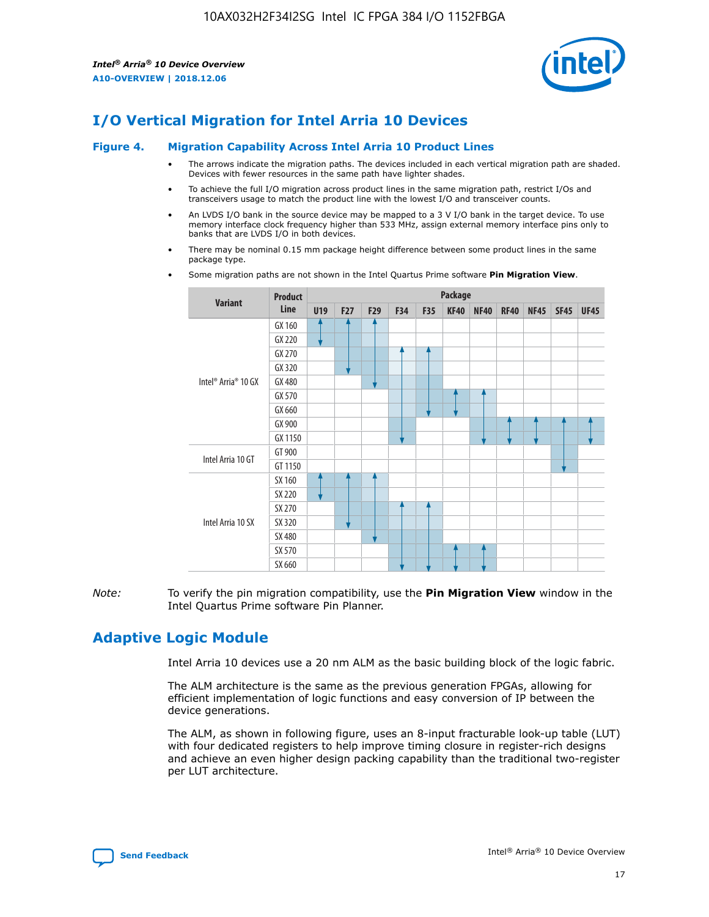# I/O Vertical Migration for Intel Arria 10 Devices

## Figure 4. Migration Capability Across Intel Arria 10 Product Lines

- The arrows indicate the migration paths. The devices included in each vertical migration path are shaded. Devices with fewer resources in the same path have lighter shades.
- To achieve the full I/O migration across product lines in the same migration path, restrict I/Os and transceivers usage to match the product line with the lowest I/O and transceiver counts.
- An LVDS I/O bank in the source device may be mapped to a 3 V I/O bank in the target device. To use memory interface clock frequency higher than 533 MHz, assign external memory interface pins only to banks that are LVDS I/O in both devices.
- There may be nominal 0.15 mm package height difference between some product lines in the same package type.
- Some migration paths are not shown in the Intel Quartus Prime software **Pin Migration View**.

Variant

Product Line

Package

U19 F27 F29 F34 F35 KF40 NF40 RF40 NF45 SF45 UF45

Intel® Arria® 10 GX: GX 160, GX 220, GX 270, GX 320, GX 480, GX 570, GX 660, GX 900, GX 1150

Intel Arria 10 GT: GT 900, GT 1150

Intel Arria 10 SX: SX 160, SX 220, SX 270, SX 320, SX 480, SX 570, SX 660

*Note:* To verify the pin migration compatibility, use the **Pin Migration View** window in the Intel Quartus Prime software Pin Planner.

# Adaptive Logic Module

Intel Arria 10 devices use a 20 nm ALM as the basic building block of the logic fabric.

The ALM architecture is the same as the previous generation FPGAs, allowing for efficient implementation of logic functions and easy conversion of IP between the device generations.

The ALM, as shown in following figure, uses an 8-input fracturable look-up table (LUT) with four dedicated registers to help improve timing closure in register-rich designs and achieve an even higher design packing capability than the traditional two-register per LUT architecture.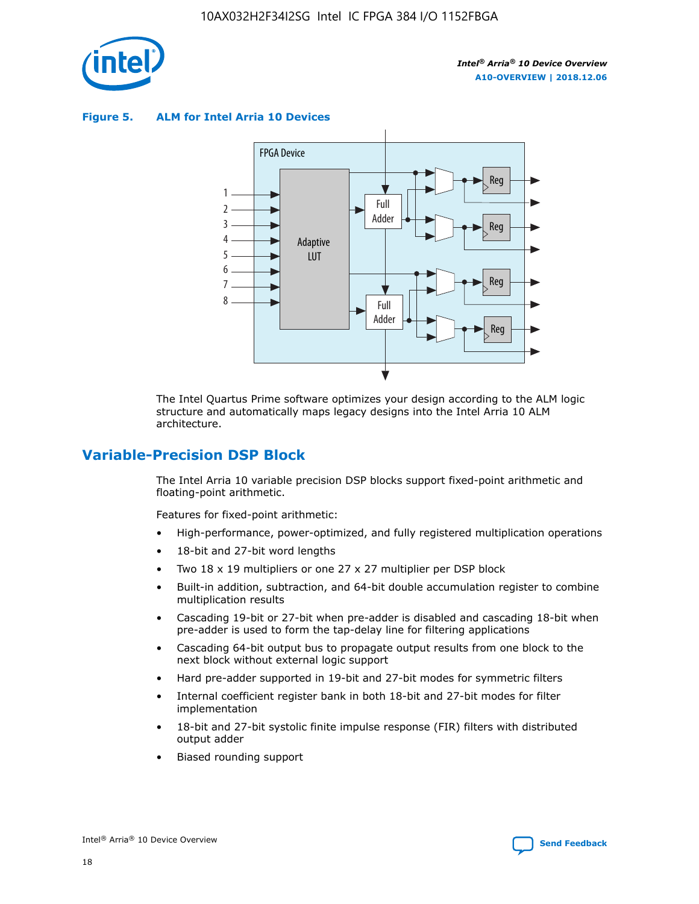**Figure 5. ALM for Intel Arria 10 Devices**

The Intel Quartus Prime software optimizes your design according to the ALM logic structure and automatically maps legacy designs into the Intel Arria 10 ALM architecture.

## Variable-Precision DSP Block

The Intel Arria 10 variable precision DSP blocks support fixed-point arithmetic and floating-point arithmetic.

Features for fixed-point arithmetic:

- High-performance, power-optimized, and fully registered multiplication operations
- 18-bit and 27-bit word lengths
- Two 18 x 19 multipliers or one 27 x 27 multiplier per DSP block
- Built-in addition, subtraction, and 64-bit double accumulation register to combine multiplication results
- Cascading 19-bit or 27-bit when pre-adder is disabled and cascading 18-bit when pre-adder is used to form the tap-delay line for filtering applications
- Cascading 64-bit output bus to propagate output results from one block to the next block without external logic support
- Hard pre-adder supported in 19-bit and 27-bit modes for symmetric filters
- Internal coefficient register bank in both 18-bit and 27-bit modes for filter implementation
- 18-bit and 27-bit systolic finite impulse response (FIR) filters with distributed output adder
- Biased rounding support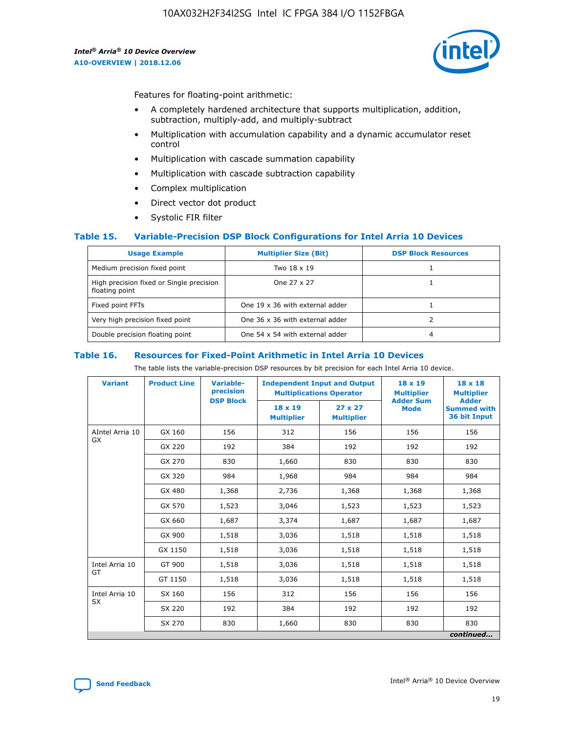Features for floating-point arithmetic:

- A completely hardened architecture that supports multiplication, addition, subtraction, multiply-add, and multiply-subtract
- Multiplication with accumulation capability and a dynamic accumulator reset control
- Multiplication with cascade summation capability
- Multiplication with cascade subtraction capability
- Complex multiplication
- Direct vector dot product
- Systolic FIR filter

### Table 15. Variable-Precision DSP Block Configurations for Intel Arria 10 Devices

| Usage Example | Multiplier Size (Bit) | DSP Block Resources |
|---|---|---|
| Medium precision fixed point | Two 18 x 19 | 1 |
| High precision fixed or Single precision floating point | One 27 x 27 | 1 |
| Fixed point FFTs | One 19 x 36 with external adder | 1 |
| Very high precision fixed point | One 36 x 36 with external adder | 2 |
| Double precision floating point | One 54 x 54 with external adder | 4 |

### Table 16. Resources for Fixed-Point Arithmetic in Intel Arria 10 Devices

The table lists the variable-precision DSP resources by bit precision for each Intel Arria 10 device.

| Variant | Product Line | Variable-precision DSP Block | Independent Input and Output Multiplications Operator | | 18 x 19 Multiplier Adder Sum Mode | 18 x 18 Multiplier Adder Summed with 36 bit Input |
|---|---|---|---|---|---|---|
| | | | 18 x 19 Multiplier | 27 x 27 Multiplier | | |
| AIntel Arria 10 GX | GX 160 | 156 | 312 | 156 | 156 | 156 |
| | GX 220 | 192 | 384 | 192 | 192 | 192 |
| | GX 270 | 830 | 1,660 | 830 | 830 | 830 |
| | GX 320 | 984 | 1,968 | 984 | 984 | 984 |
| | GX 480 | 1,368 | 2,736 | 1,368 | 1,368 | 1,368 |
| | GX 570 | 1,523 | 3,046 | 1,523 | 1,523 | 1,523 |
| | GX 660 | 1,687 | 3,374 | 1,687 | 1,687 | 1,687 |
| | GX 900 | 1,518 | 3,036 | 1,518 | 1,518 | 1,518 |
| | GX 1150 | 1,518 | 3,036 | 1,518 | 1,518 | 1,518 |
| Intel Arria 10 GT | GT 900 | 1,518 | 3,036 | 1,518 | 1,518 | 1,518 |
| | GT 1150 | 1,518 | 3,036 | 1,518 | 1,518 | 1,518 |
| Intel Arria 10 SX | SX 160 | 156 | 312 | 156 | 156 | 156 |
| | SX 220 | 192 | 384 | 192 | 192 | 192 |
| | SX 270 | 830 | 1,660 | 830 | 830 | 830 |

*continued...*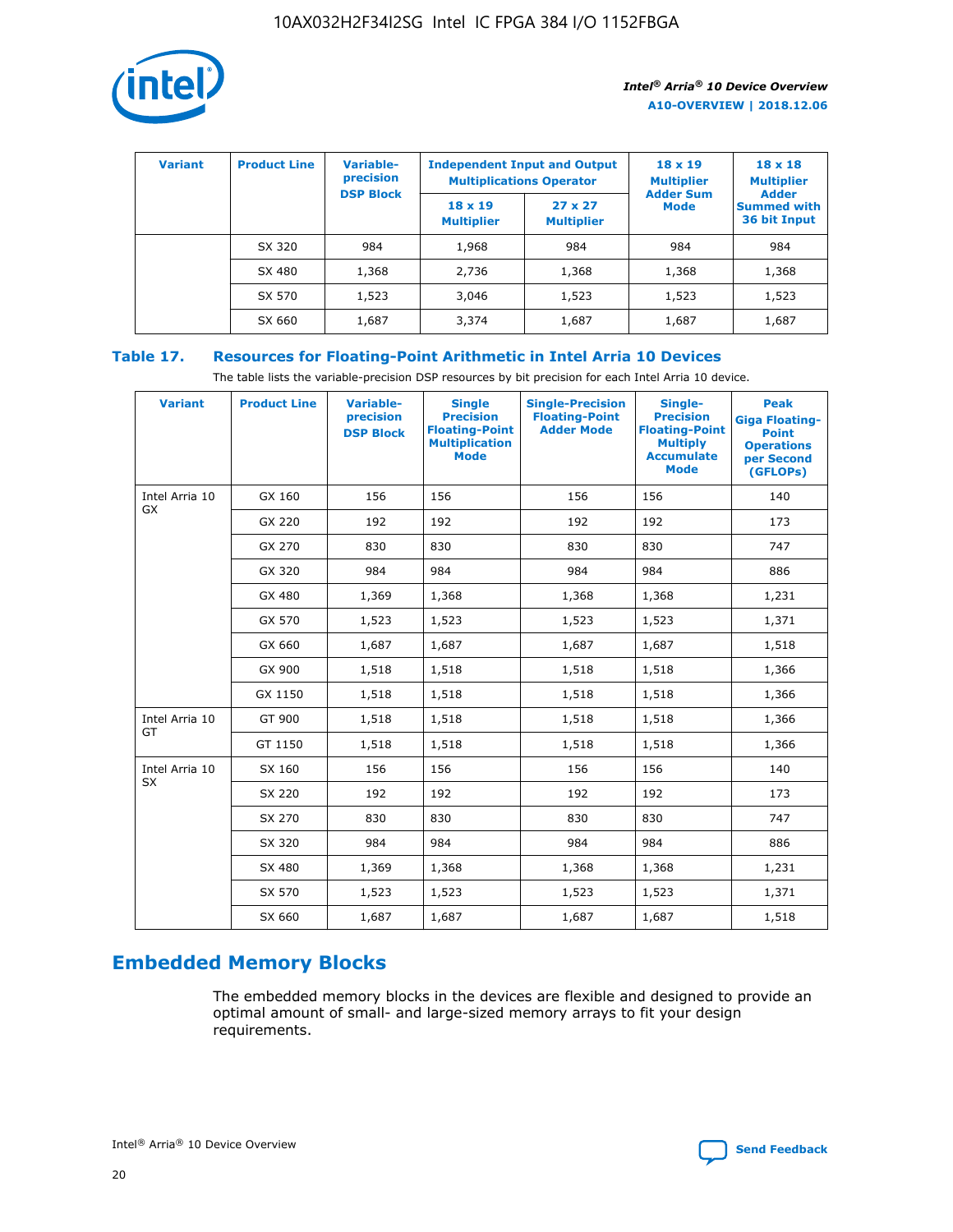| Variant | Product Line | Variable-precision DSP Block | Independent Input and Output Multiplications Operator | | 18 x 19 Multiplier Adder Sum Mode | 18 x 18 Multiplier Adder Summed with 36 bit Input |
|---|---|---|---|---|---|---|
| | | | 18 x 19 Multiplier | 27 x 27 Multiplier | | |
| | SX 320 | 984 | 1,968 | 984 | 984 | 984 |
| | SX 480 | 1,368 | 2,736 | 1,368 | 1,368 | 1,368 |
| | SX 570 | 1,523 | 3,046 | 1,523 | 1,523 | 1,523 |
| | SX 660 | 1,687 | 3,374 | 1,687 | 1,687 | 1,687 |

**Table 17. Resources for Floating-Point Arithmetic in Intel Arria 10 Devices**

The table lists the variable-precision DSP resources by bit precision for each Intel Arria 10 device.

| Variant | Product Line | Variable-precision DSP Block | Single Precision Floating-Point Multiplication Mode | Single-Precision Floating-Point Adder Mode | Single-Precision Floating-Point Multiply Accumulate Mode | Peak Giga Floating-Point Operations per Second (GFLOPs) |
|---|---|---|---|---|---|---|
| Intel Arria 10 GX | GX 160 | 156 | 156 | 156 | 156 | 140 |
| | GX 220 | 192 | 192 | 192 | 192 | 173 |
| | GX 270 | 830 | 830 | 830 | 830 | 747 |
| | GX 320 | 984 | 984 | 984 | 984 | 886 |
| | GX 480 | 1,369 | 1,368 | 1,368 | 1,368 | 1,231 |
| | GX 570 | 1,523 | 1,523 | 1,523 | 1,523 | 1,371 |
| | GX 660 | 1,687 | 1,687 | 1,687 | 1,687 | 1,518 |
| | GX 900 | 1,518 | 1,518 | 1,518 | 1,518 | 1,366 |
| | GX 1150 | 1,518 | 1,518 | 1,518 | 1,518 | 1,366 |
| Intel Arria 10 GT | GT 900 | 1,518 | 1,518 | 1,518 | 1,518 | 1,366 |
| | GT 1150 | 1,518 | 1,518 | 1,518 | 1,518 | 1,366 |
| Intel Arria 10 SX | SX 160 | 156 | 156 | 156 | 156 | 140 |
| | SX 220 | 192 | 192 | 192 | 192 | 173 |
| | SX 270 | 830 | 830 | 830 | 830 | 747 |
| | SX 320 | 984 | 984 | 984 | 984 | 886 |
| | SX 480 | 1,369 | 1,368 | 1,368 | 1,368 | 1,231 |
| | SX 570 | 1,523 | 1,523 | 1,523 | 1,523 | 1,371 |
| | SX 660 | 1,687 | 1,687 | 1,687 | 1,687 | 1,518 |

## Embedded Memory Blocks

The embedded memory blocks in the devices are flexible and designed to provide an optimal amount of small- and large-sized memory arrays to fit your design requirements.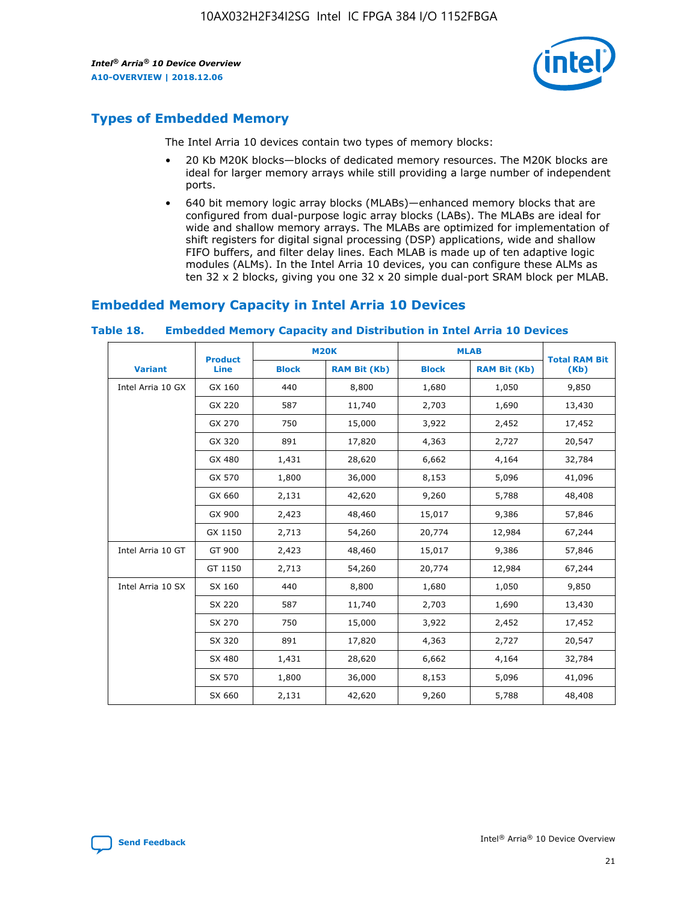## Types of Embedded Memory

The Intel Arria 10 devices contain two types of memory blocks:

- 20 Kb M20K blocks—blocks of dedicated memory resources. The M20K blocks are ideal for larger memory arrays while still providing a large number of independent ports.
- 640 bit memory logic array blocks (MLABs)—enhanced memory blocks that are configured from dual-purpose logic array blocks (LABs). The MLABs are ideal for wide and shallow memory arrays. The MLABs are optimized for implementation of shift registers for digital signal processing (DSP) applications, wide and shallow FIFO buffers, and filter delay lines. Each MLAB is made up of ten adaptive logic modules (ALMs). In the Intel Arria 10 devices, you can configure these ALMs as ten 32 x 2 blocks, giving you one 32 x 20 simple dual-port SRAM block per MLAB.

## Embedded Memory Capacity in Intel Arria 10 Devices

**Table 18. Embedded Memory Capacity and Distribution in Intel Arria 10 Devices**

| Variant | Product Line | M20K | | MLAB | | Total RAM Bit (Kb) |
|---|---|---|---|---|---|---|
| | | Block | RAM Bit (Kb) | Block | RAM Bit (Kb) | |
| Intel Arria 10 GX | GX 160 | 440 | 8,800 | 1,680 | 1,050 | 9,850 |
| | GX 220 | 587 | 11,740 | 2,703 | 1,690 | 13,430 |
| | GX 270 | 750 | 15,000 | 3,922 | 2,452 | 17,452 |
| | GX 320 | 891 | 17,820 | 4,363 | 2,727 | 20,547 |
| | GX 480 | 1,431 | 28,620 | 6,662 | 4,164 | 32,784 |
| | GX 570 | 1,800 | 36,000 | 8,153 | 5,096 | 41,096 |
| | GX 660 | 2,131 | 42,620 | 9,260 | 5,788 | 48,408 |
| | GX 900 | 2,423 | 48,460 | 15,017 | 9,386 | 57,846 |
| | GX 1150 | 2,713 | 54,260 | 20,774 | 12,984 | 67,244 |
| Intel Arria 10 GT | GT 900 | 2,423 | 48,460 | 15,017 | 9,386 | 57,846 |
| | GT 1150 | 2,713 | 54,260 | 20,774 | 12,984 | 67,244 |
| Intel Arria 10 SX | SX 160 | 440 | 8,800 | 1,680 | 1,050 | 9,850 |
| | SX 220 | 587 | 11,740 | 2,703 | 1,690 | 13,430 |
| | SX 270 | 750 | 15,000 | 3,922 | 2,452 | 17,452 |
| | SX 320 | 891 | 17,820 | 4,363 | 2,727 | 20,547 |
| | SX 480 | 1,431 | 28,620 | 6,662 | 4,164 | 32,784 |
| | SX 570 | 1,800 | 36,000 | 8,153 | 5,096 | 41,096 |
| | SX 660 | 2,131 | 42,620 | 9,260 | 5,788 | 48,408 |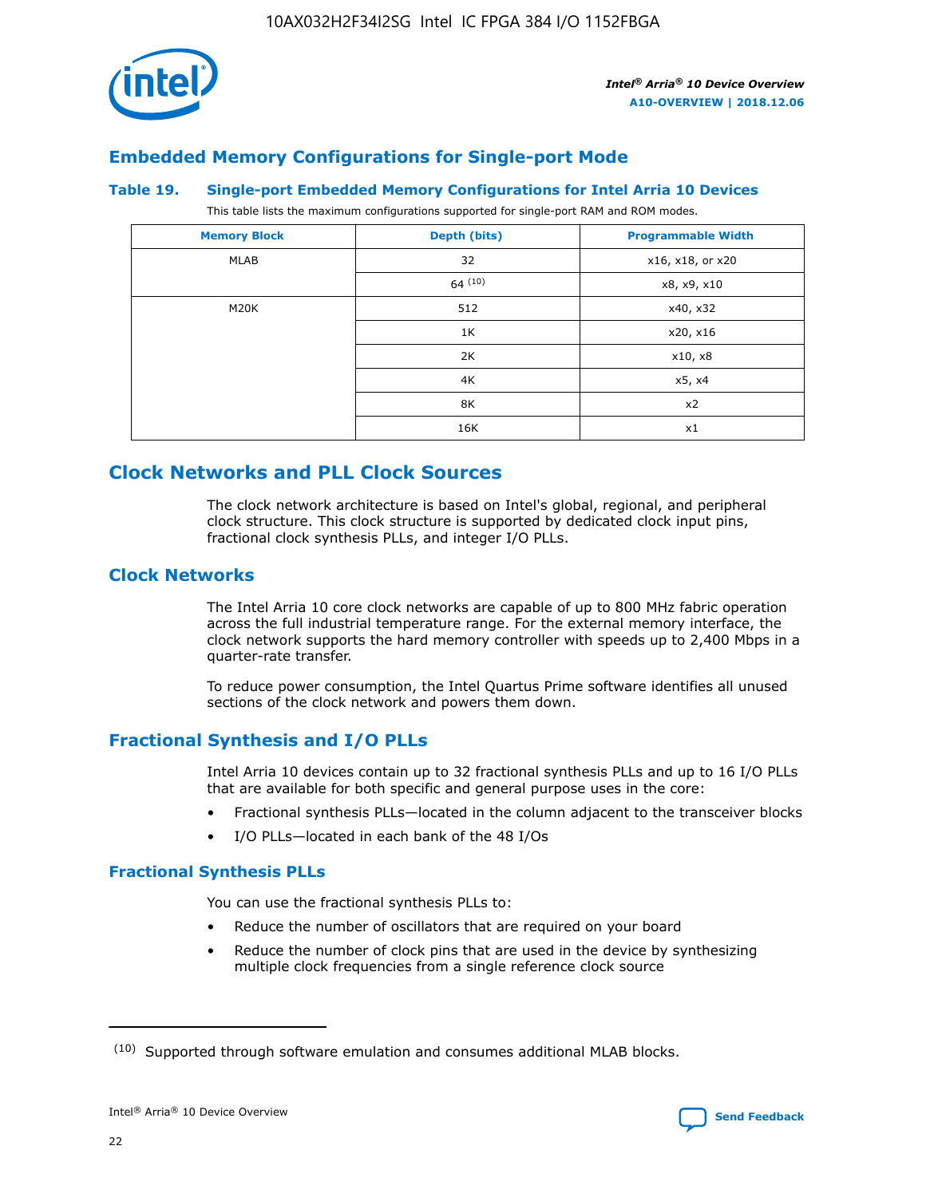## Embedded Memory Configurations for Single-port Mode

### Table 19. Single-port Embedded Memory Configurations for Intel Arria 10 Devices

This table lists the maximum configurations supported for single-port RAM and ROM modes.

| Memory Block | Depth (bits) | Programmable Width |
|---|---|---|
| MLAB | 32 | x16, x18, or x20 |
| | 64 (10) | x8, x9, x10 |
| M20K | 512 | x40, x32 |
| | 1K | x20, x16 |
| | 2K | x10, x8 |
| | 4K | x5, x4 |
| | 8K | x2 |
| | 16K | x1 |

# Clock Networks and PLL Clock Sources

The clock network architecture is based on Intel's global, regional, and peripheral clock structure. This clock structure is supported by dedicated clock input pins, fractional clock synthesis PLLs, and integer I/O PLLs.

## Clock Networks

The Intel Arria 10 core clock networks are capable of up to 800 MHz fabric operation across the full industrial temperature range. For the external memory interface, the clock network supports the hard memory controller with speeds up to 2,400 Mbps in a quarter-rate transfer.

To reduce power consumption, the Intel Quartus Prime software identifies all unused sections of the clock network and powers them down.

## Fractional Synthesis and I/O PLLs

Intel Arria 10 devices contain up to 32 fractional synthesis PLLs and up to 16 I/O PLLs that are available for both specific and general purpose uses in the core:

- Fractional synthesis PLLs—located in the column adjacent to the transceiver blocks
- I/O PLLs—located in each bank of the 48 I/Os

### Fractional Synthesis PLLs

You can use the fractional synthesis PLLs to:

- Reduce the number of oscillators that are required on your board
- Reduce the number of clock pins that are used in the device by synthesizing multiple clock frequencies from a single reference clock source

(10) Supported through software emulation and consumes additional MLAB blocks.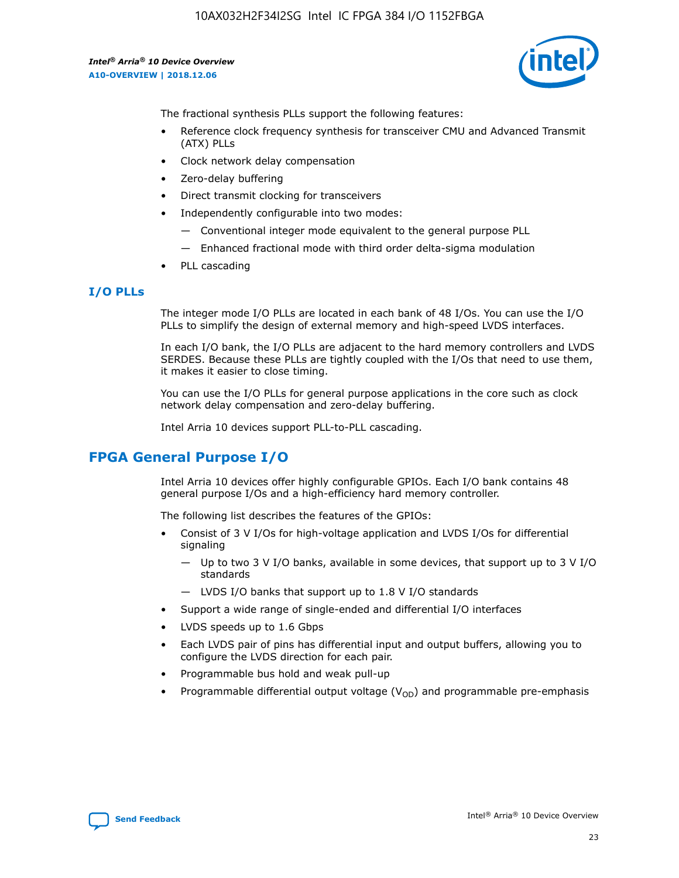The fractional synthesis PLLs support the following features:

- Reference clock frequency synthesis for transceiver CMU and Advanced Transmit (ATX) PLLs
- Clock network delay compensation
- Zero-delay buffering
- Direct transmit clocking for transceivers
- Independently configurable into two modes:
  - Conventional integer mode equivalent to the general purpose PLL
  - Enhanced fractional mode with third order delta-sigma modulation
- PLL cascading

### I/O PLLs

The integer mode I/O PLLs are located in each bank of 48 I/Os. You can use the I/O PLLs to simplify the design of external memory and high-speed LVDS interfaces.

In each I/O bank, the I/O PLLs are adjacent to the hard memory controllers and LVDS SERDES. Because these PLLs are tightly coupled with the I/Os that need to use them, it makes it easier to close timing.

You can use the I/O PLLs for general purpose applications in the core such as clock network delay compensation and zero-delay buffering.

Intel Arria 10 devices support PLL-to-PLL cascading.

## FPGA General Purpose I/O

Intel Arria 10 devices offer highly configurable GPIOs. Each I/O bank contains 48 general purpose I/Os and a high-efficiency hard memory controller.

The following list describes the features of the GPIOs:

- Consist of 3 V I/Os for high-voltage application and LVDS I/Os for differential signaling
  - Up to two 3 V I/O banks, available in some devices, that support up to 3 V I/O standards
  - LVDS I/O banks that support up to 1.8 V I/O standards
- Support a wide range of single-ended and differential I/O interfaces
- LVDS speeds up to 1.6 Gbps
- Each LVDS pair of pins has differential input and output buffers, allowing you to configure the LVDS direction for each pair.
- Programmable bus hold and weak pull-up
- Programmable differential output voltage ($V_{OD}$) and programmable pre-emphasis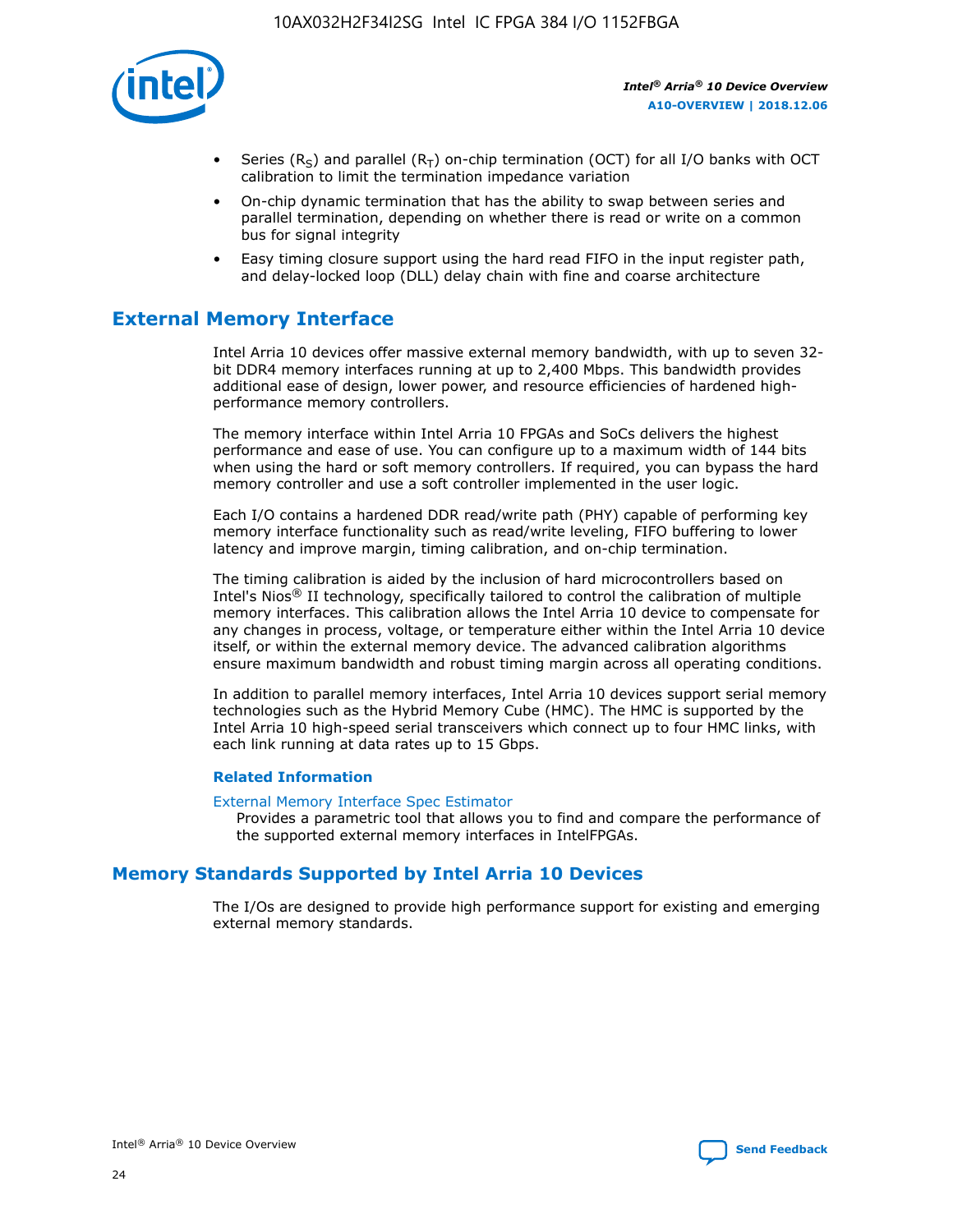- Series ($R_S$) and parallel ($R_T$) on-chip termination (OCT) for all I/O banks with OCT calibration to limit the termination impedance variation
- On-chip dynamic termination that has the ability to swap between series and parallel termination, depending on whether there is read or write on a common bus for signal integrity
- Easy timing closure support using the hard read FIFO in the input register path, and delay-locked loop (DLL) delay chain with fine and coarse architecture

## External Memory Interface

Intel Arria 10 devices offer massive external memory bandwidth, with up to seven 32-bit DDR4 memory interfaces running at up to 2,400 Mbps. This bandwidth provides additional ease of design, lower power, and resource efficiencies of hardened high-performance memory controllers.

The memory interface within Intel Arria 10 FPGAs and SoCs delivers the highest performance and ease of use. You can configure up to a maximum width of 144 bits when using the hard or soft memory controllers. If required, you can bypass the hard memory controller and use a soft controller implemented in the user logic.

Each I/O contains a hardened DDR read/write path (PHY) capable of performing key memory interface functionality such as read/write leveling, FIFO buffering to lower latency and improve margin, timing calibration, and on-chip termination.

The timing calibration is aided by the inclusion of hard microcontrollers based on Intel's Nios® II technology, specifically tailored to control the calibration of multiple memory interfaces. This calibration allows the Intel Arria 10 device to compensate for any changes in process, voltage, or temperature either within the Intel Arria 10 device itself, or within the external memory device. The advanced calibration algorithms ensure maximum bandwidth and robust timing margin across all operating conditions.

In addition to parallel memory interfaces, Intel Arria 10 devices support serial memory technologies such as the Hybrid Memory Cube (HMC). The HMC is supported by the Intel Arria 10 high-speed serial transceivers which connect up to four HMC links, with each link running at data rates up to 15 Gbps.

### Related Information

External Memory Interface Spec Estimator
Provides a parametric tool that allows you to find and compare the performance of the supported external memory interfaces in IntelFPGAs.

## Memory Standards Supported by Intel Arria 10 Devices

The I/Os are designed to provide high performance support for existing and emerging external memory standards.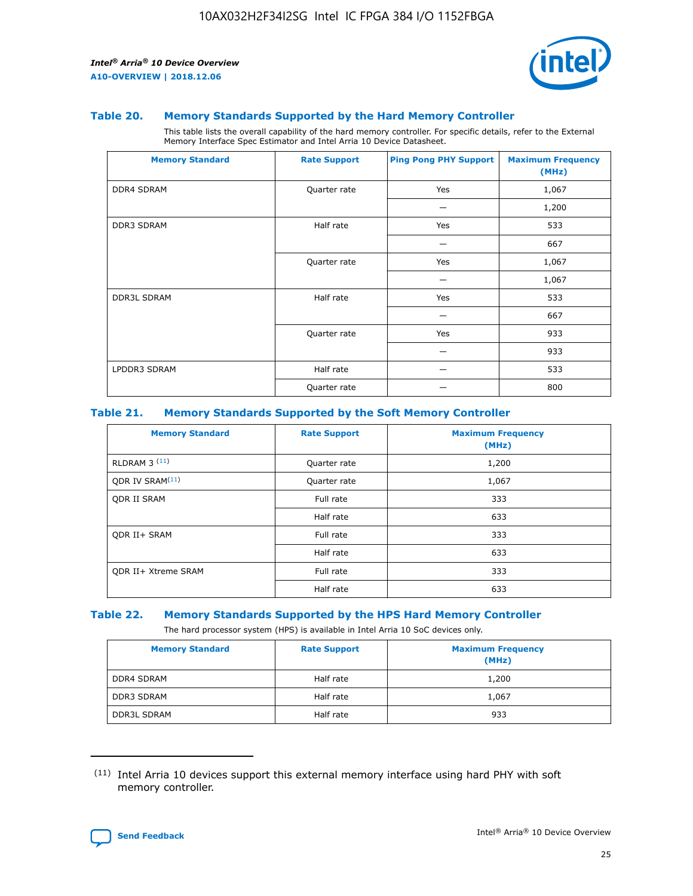### Table 20. Memory Standards Supported by the Hard Memory Controller

This table lists the overall capability of the hard memory controller. For specific details, refer to the External Memory Interface Spec Estimator and Intel Arria 10 Device Datasheet.

| Memory Standard | Rate Support | Ping Pong PHY Support | Maximum Frequency (MHz) |
|---|---|---|---|
| DDR4 SDRAM | Quarter rate | Yes | 1,067 |
| | | — | 1,200 |
| DDR3 SDRAM | Half rate | Yes | 533 |
| | | — | 667 |
| | Quarter rate | Yes | 1,067 |
| | | — | 1,067 |
| DDR3L SDRAM | Half rate | Yes | 533 |
| | | — | 667 |
| | Quarter rate | Yes | 933 |
| | | — | 933 |
| LPDDR3 SDRAM | Half rate | — | 533 |
| | Quarter rate | — | 800 |

### Table 21. Memory Standards Supported by the Soft Memory Controller

| Memory Standard | Rate Support | Maximum Frequency (MHz) |
|---|---|---|
| RLDRAM 3 (11) | Quarter rate | 1,200 |
| QDR IV SRAM(11) | Quarter rate | 1,067 |
| QDR II SRAM | Full rate | 333 |
| | Half rate | 633 |
| QDR II+ SRAM | Full rate | 333 |
| | Half rate | 633 |
| QDR II+ Xtreme SRAM | Full rate | 333 |
| | Half rate | 633 |

### Table 22. Memory Standards Supported by the HPS Hard Memory Controller

The hard processor system (HPS) is available in Intel Arria 10 SoC devices only.

| Memory Standard | Rate Support | Maximum Frequency (MHz) |
|---|---|---|
| DDR4 SDRAM | Half rate | 1,200 |
| DDR3 SDRAM | Half rate | 1,067 |
| DDR3L SDRAM | Half rate | 933 |

(11) Intel Arria 10 devices support this external memory interface using hard PHY with soft memory controller.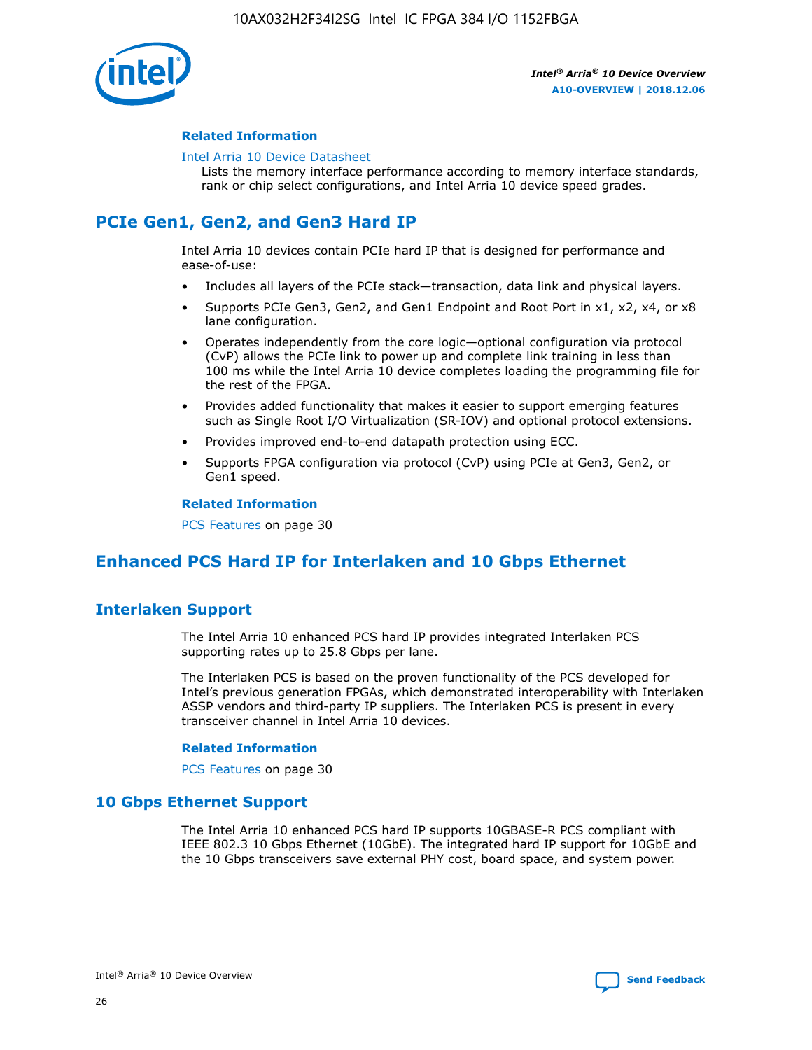### Related Information

Intel Arria 10 Device Datasheet
Lists the memory interface performance according to memory interface standards, rank or chip select configurations, and Intel Arria 10 device speed grades.

## PCIe Gen1, Gen2, and Gen3 Hard IP

Intel Arria 10 devices contain PCIe hard IP that is designed for performance and ease-of-use:

- Includes all layers of the PCIe stack—transaction, data link and physical layers.
- Supports PCIe Gen3, Gen2, and Gen1 Endpoint and Root Port in x1, x2, x4, or x8 lane configuration.
- Operates independently from the core logic—optional configuration via protocol (CvP) allows the PCIe link to power up and complete link training in less than 100 ms while the Intel Arria 10 device completes loading the programming file for the rest of the FPGA.
- Provides added functionality that makes it easier to support emerging features such as Single Root I/O Virtualization (SR-IOV) and optional protocol extensions.
- Provides improved end-to-end datapath protection using ECC.
- Supports FPGA configuration via protocol (CvP) using PCIe at Gen3, Gen2, or Gen1 speed.

### Related Information

PCS Features on page 30

## Enhanced PCS Hard IP for Interlaken and 10 Gbps Ethernet

## Interlaken Support

The Intel Arria 10 enhanced PCS hard IP provides integrated Interlaken PCS supporting rates up to 25.8 Gbps per lane.

The Interlaken PCS is based on the proven functionality of the PCS developed for Intel's previous generation FPGAs, which demonstrated interoperability with Interlaken ASSP vendors and third-party IP suppliers. The Interlaken PCS is present in every transceiver channel in Intel Arria 10 devices.

### Related Information

PCS Features on page 30

## 10 Gbps Ethernet Support

The Intel Arria 10 enhanced PCS hard IP supports 10GBASE-R PCS compliant with IEEE 802.3 10 Gbps Ethernet (10GbE). The integrated hard IP support for 10GbE and the 10 Gbps transceivers save external PHY cost, board space, and system power.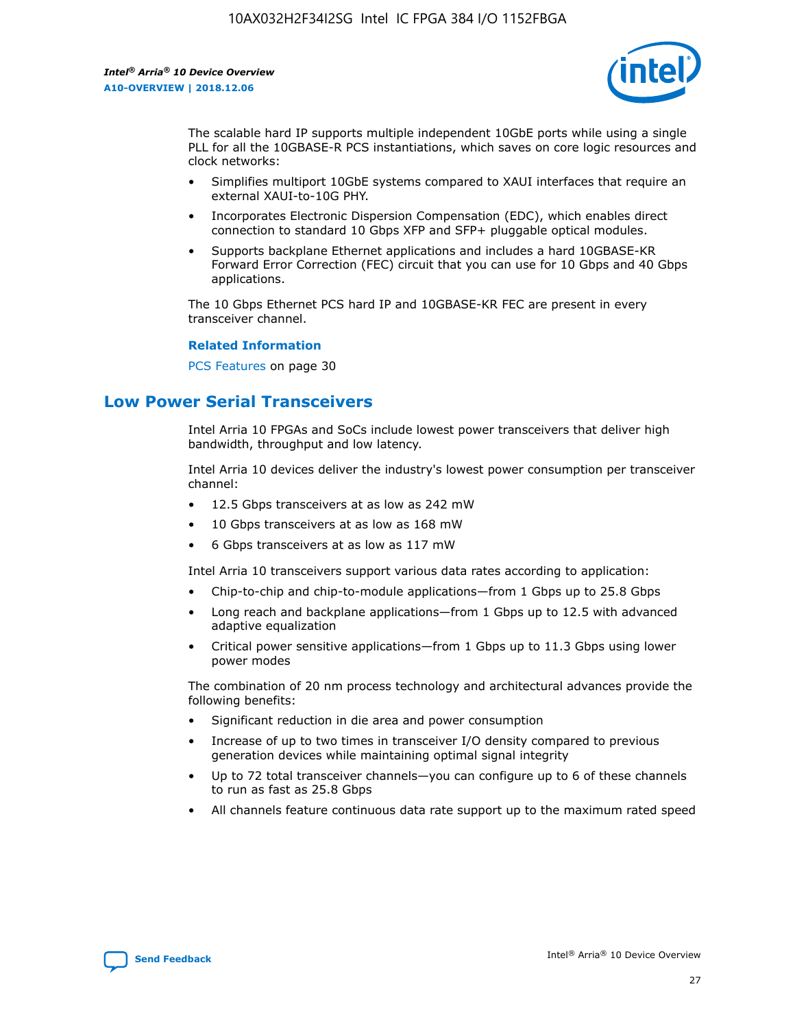The scalable hard IP supports multiple independent 10GbE ports while using a single PLL for all the 10GBASE-R PCS instantiations, which saves on core logic resources and clock networks:

- Simplifies multiport 10GbE systems compared to XAUI interfaces that require an external XAUI-to-10G PHY.
- Incorporates Electronic Dispersion Compensation (EDC), which enables direct connection to standard 10 Gbps XFP and SFP+ pluggable optical modules.
- Supports backplane Ethernet applications and includes a hard 10GBASE-KR Forward Error Correction (FEC) circuit that you can use for 10 Gbps and 40 Gbps applications.

The 10 Gbps Ethernet PCS hard IP and 10GBASE-KR FEC are present in every transceiver channel.

**Related Information**

PCS Features on page 30

## Low Power Serial Transceivers

Intel Arria 10 FPGAs and SoCs include lowest power transceivers that deliver high bandwidth, throughput and low latency.

Intel Arria 10 devices deliver the industry's lowest power consumption per transceiver channel:

- 12.5 Gbps transceivers at as low as 242 mW
- 10 Gbps transceivers at as low as 168 mW
- 6 Gbps transceivers at as low as 117 mW

Intel Arria 10 transceivers support various data rates according to application:

- Chip-to-chip and chip-to-module applications—from 1 Gbps up to 25.8 Gbps
- Long reach and backplane applications—from 1 Gbps up to 12.5 with advanced adaptive equalization
- Critical power sensitive applications—from 1 Gbps up to 11.3 Gbps using lower power modes

The combination of 20 nm process technology and architectural advances provide the following benefits:

- Significant reduction in die area and power consumption
- Increase of up to two times in transceiver I/O density compared to previous generation devices while maintaining optimal signal integrity
- Up to 72 total transceiver channels—you can configure up to 6 of these channels to run as fast as 25.8 Gbps
- All channels feature continuous data rate support up to the maximum rated speed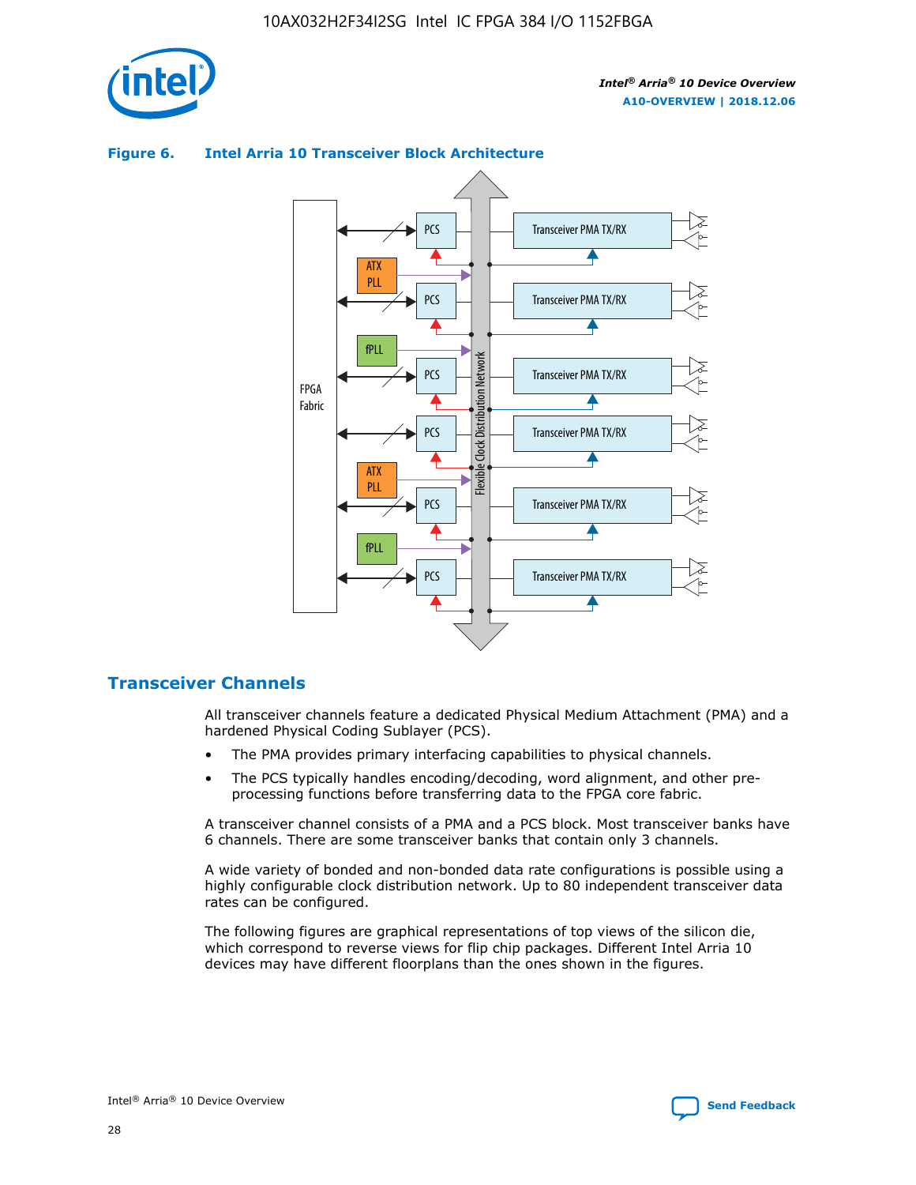**Figure 6. Intel Arria 10 Transceiver Block Architecture**

FPGA Fabric

PCS

ATX PLL

fPLL

Flexible Clock Distribution Network

Transceiver PMA TX/RX

## Transceiver Channels

All transceiver channels feature a dedicated Physical Medium Attachment (PMA) and a hardened Physical Coding Sublayer (PCS).

- The PMA provides primary interfacing capabilities to physical channels.
- The PCS typically handles encoding/decoding, word alignment, and other pre-processing functions before transferring data to the FPGA core fabric.

A transceiver channel consists of a PMA and a PCS block. Most transceiver banks have 6 channels. There are some transceiver banks that contain only 3 channels.

A wide variety of bonded and non-bonded data rate configurations is possible using a highly configurable clock distribution network. Up to 80 independent transceiver data rates can be configured.

The following figures are graphical representations of top views of the silicon die, which correspond to reverse views for flip chip packages. Different Intel Arria 10 devices may have different floorplans than the ones shown in the figures.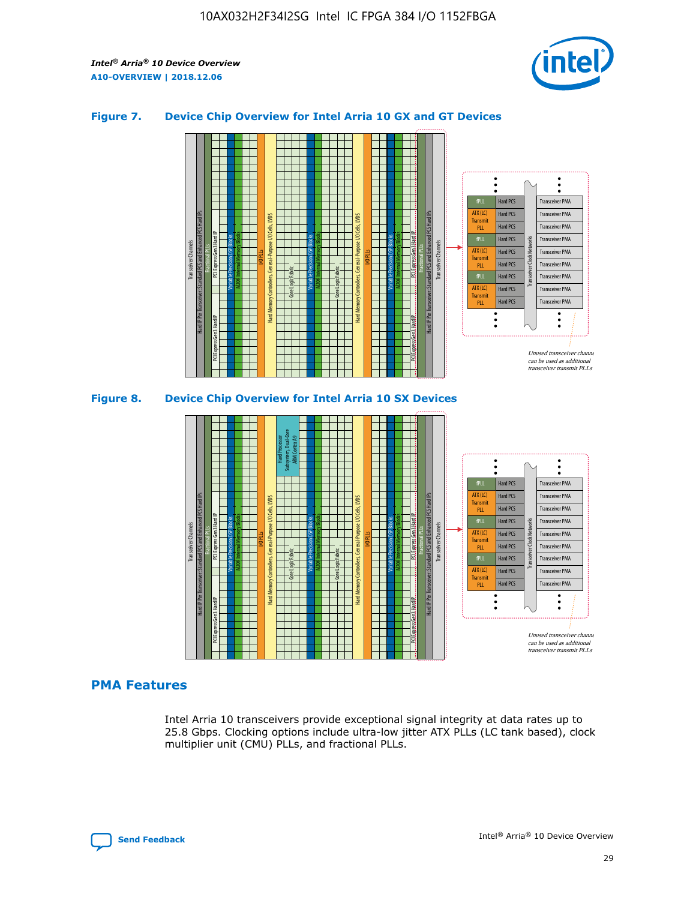#### Figure 7. Device Chip Overview for Intel Arria 10 GX and GT Devices

Transceiver Channels
Hard IP Per Transceiver: Standard PCS and Enhanced PCS Hard IPs
Fractional PLLs
PCI Express Gen3 Hard IP
Variable Precision DSP Blocks
M20K Internal Memory Blocks
I/O PLLs
Hard Memory Controllers General-Purpose I/O Cells, LVDS
Core Logic Fabric

fPLL | Hard PCS | Transceiver PMA
ATX (LC) Transmit PLL
Transceiver Clock Networks

Unused transceiver channels can be used as additional transceiver transmit PLLs

#### Figure 8. Device Chip Overview for Intel Arria 10 SX Devices

Hard Processor Subsystem, Dual-Core ARM Cortex A9

Unused transceiver channels can be used as additional transceiver transmit PLLs

## PMA Features

Intel Arria 10 transceivers provide exceptional signal integrity at data rates up to 25.8 Gbps. Clocking options include ultra-low jitter ATX PLLs (LC tank based), clock multiplier unit (CMU) PLLs, and fractional PLLs.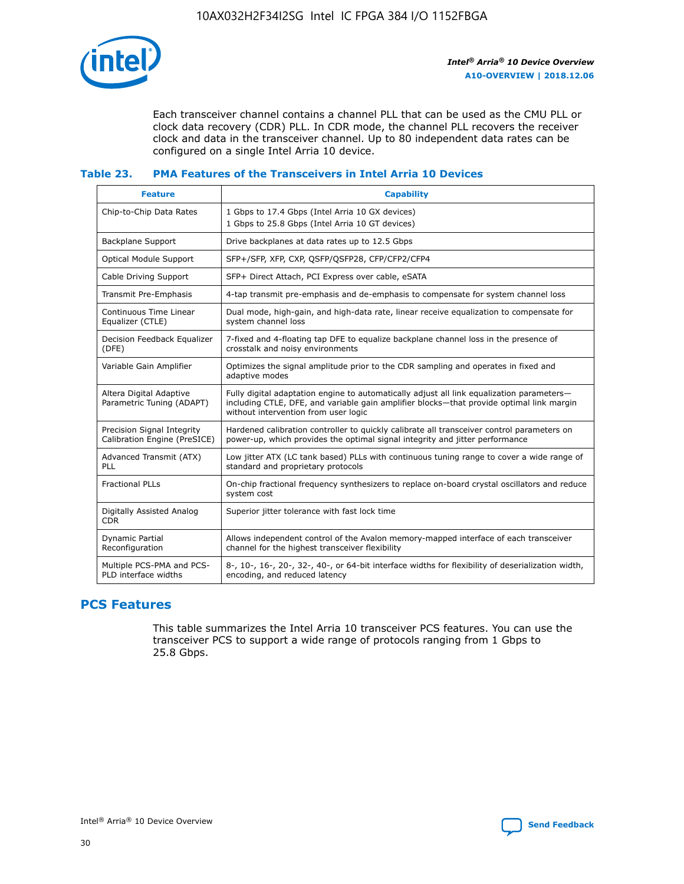Each transceiver channel contains a channel PLL that can be used as the CMU PLL or clock data recovery (CDR) PLL. In CDR mode, the channel PLL recovers the receiver clock and data in the transceiver channel. Up to 80 independent data rates can be configured on a single Intel Arria 10 device.

### Table 23. PMA Features of the Transceivers in Intel Arria 10 Devices

| Feature | Capability |
| --- | --- |
| Chip-to-Chip Data Rates | 1 Gbps to 17.4 Gbps (Intel Arria 10 GX devices)<br>1 Gbps to 25.8 Gbps (Intel Arria 10 GT devices) |
| Backplane Support | Drive backplanes at data rates up to 12.5 Gbps |
| Optical Module Support | SFP+/SFP, XFP, CXP, QSFP/QSFP28, CFP/CFP2/CFP4 |
| Cable Driving Support | SFP+ Direct Attach, PCI Express over cable, eSATA |
| Transmit Pre-Emphasis | 4-tap transmit pre-emphasis and de-emphasis to compensate for system channel loss |
| Continuous Time Linear Equalizer (CTLE) | Dual mode, high-gain, and high-data rate, linear receive equalization to compensate for system channel loss |
| Decision Feedback Equalizer (DFE) | 7-fixed and 4-floating tap DFE to equalize backplane channel loss in the presence of crosstalk and noisy environments |
| Variable Gain Amplifier | Optimizes the signal amplitude prior to the CDR sampling and operates in fixed and adaptive modes |
| Altera Digital Adaptive Parametric Tuning (ADAPT) | Fully digital adaptation engine to automatically adjust all link equalization parameters—including CTLE, DFE, and variable gain amplifier blocks—that provide optimal link margin without intervention from user logic |
| Precision Signal Integrity Calibration Engine (PreSICE) | Hardened calibration controller to quickly calibrate all transceiver control parameters on power-up, which provides the optimal signal integrity and jitter performance |
| Advanced Transmit (ATX) PLL | Low jitter ATX (LC tank based) PLLs with continuous tuning range to cover a wide range of standard and proprietary protocols |
| Fractional PLLs | On-chip fractional frequency synthesizers to replace on-board crystal oscillators and reduce system cost |
| Digitally Assisted Analog CDR | Superior jitter tolerance with fast lock time |
| Dynamic Partial Reconfiguration | Allows independent control of the Avalon memory-mapped interface of each transceiver channel for the highest transceiver flexibility |
| Multiple PCS-PMA and PCS-PLD interface widths | 8-, 10-, 16-, 20-, 32-, 40-, or 64-bit interface widths for flexibility of deserialization width, encoding, and reduced latency |

## PCS Features

This table summarizes the Intel Arria 10 transceiver PCS features. You can use the transceiver PCS to support a wide range of protocols ranging from 1 Gbps to 25.8 Gbps.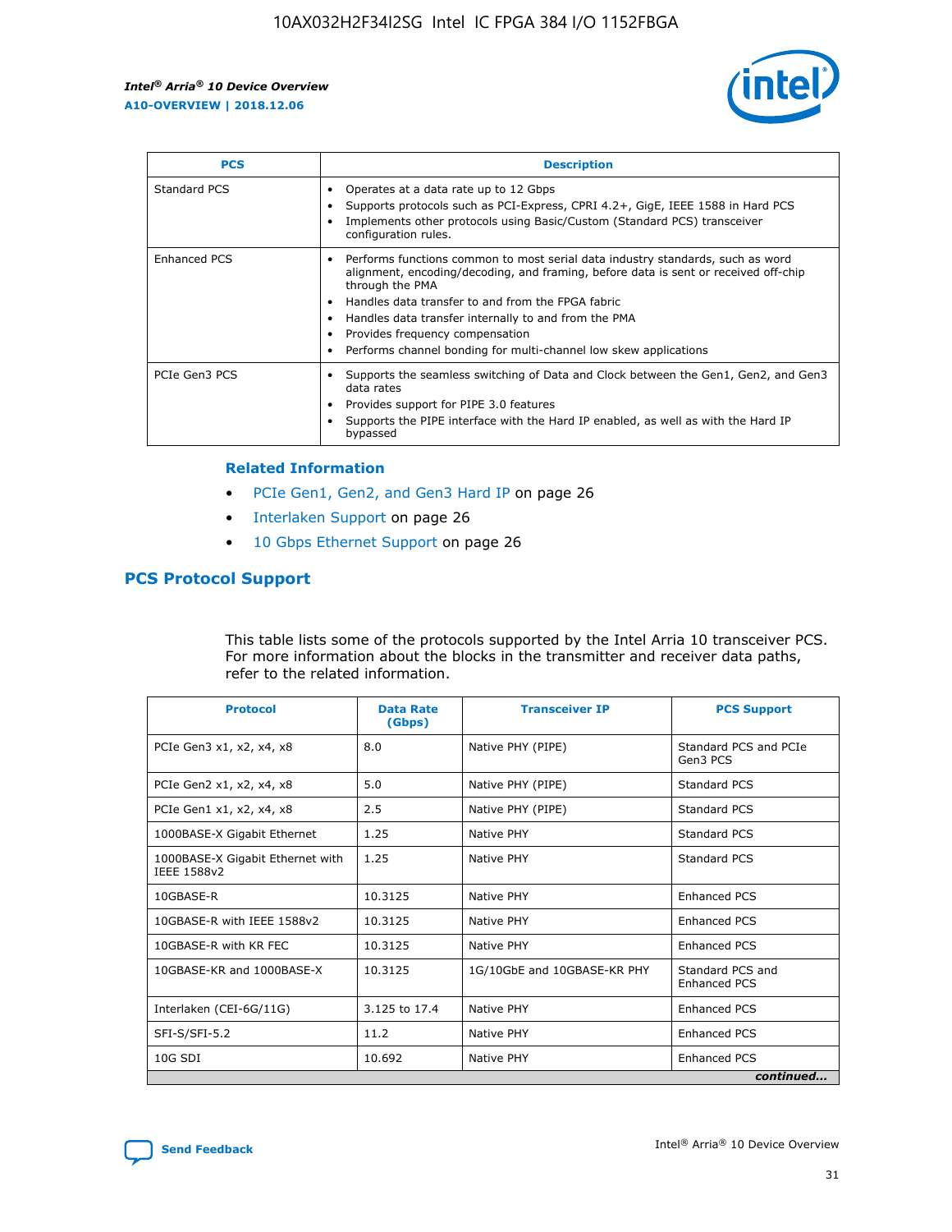| PCS | Description |
| --- | --- |
| Standard PCS | • Operates at a data rate up to 12 Gbps<br>• Supports protocols such as PCI-Express, CPRI 4.2+, GigE, IEEE 1588 in Hard PCS<br>• Implements other protocols using Basic/Custom (Standard PCS) transceiver configuration rules. |
| Enhanced PCS | • Performs functions common to most serial data industry standards, such as word alignment, encoding/decoding, and framing, before data is sent or received off-chip through the PMA<br>• Handles data transfer to and from the FPGA fabric<br>• Handles data transfer internally to and from the PMA<br>• Provides frequency compensation<br>• Performs channel bonding for multi-channel low skew applications |
| PCIe Gen3 PCS | • Supports the seamless switching of Data and Clock between the Gen1, Gen2, and Gen3 data rates<br>• Provides support for PIPE 3.0 features<br>• Supports the PIPE interface with the Hard IP enabled, as well as with the Hard IP bypassed |

### Related Information

- PCIe Gen1, Gen2, and Gen3 Hard IP on page 26
- Interlaken Support on page 26
- 10 Gbps Ethernet Support on page 26

## PCS Protocol Support

This table lists some of the protocols supported by the Intel Arria 10 transceiver PCS. For more information about the blocks in the transmitter and receiver data paths, refer to the related information.

| Protocol | Data Rate (Gbps) | Transceiver IP | PCS Support |
| --- | --- | --- | --- |
| PCIe Gen3 x1, x2, x4, x8 | 8.0 | Native PHY (PIPE) | Standard PCS and PCIe Gen3 PCS |
| PCIe Gen2 x1, x2, x4, x8 | 5.0 | Native PHY (PIPE) | Standard PCS |
| PCIe Gen1 x1, x2, x4, x8 | 2.5 | Native PHY (PIPE) | Standard PCS |
| 1000BASE-X Gigabit Ethernet | 1.25 | Native PHY | Standard PCS |
| 1000BASE-X Gigabit Ethernet with IEEE 1588v2 | 1.25 | Native PHY | Standard PCS |
| 10GBASE-R | 10.3125 | Native PHY | Enhanced PCS |
| 10GBASE-R with IEEE 1588v2 | 10.3125 | Native PHY | Enhanced PCS |
| 10GBASE-R with KR FEC | 10.3125 | Native PHY | Enhanced PCS |
| 10GBASE-KR and 1000BASE-X | 10.3125 | 1G/10GbE and 10GBASE-KR PHY | Standard PCS and Enhanced PCS |
| Interlaken (CEI-6G/11G) | 3.125 to 17.4 | Native PHY | Enhanced PCS |
| SFI-S/SFI-5.2 | 11.2 | Native PHY | Enhanced PCS |
| 10G SDI | 10.692 | Native PHY | Enhanced PCS |

*continued...*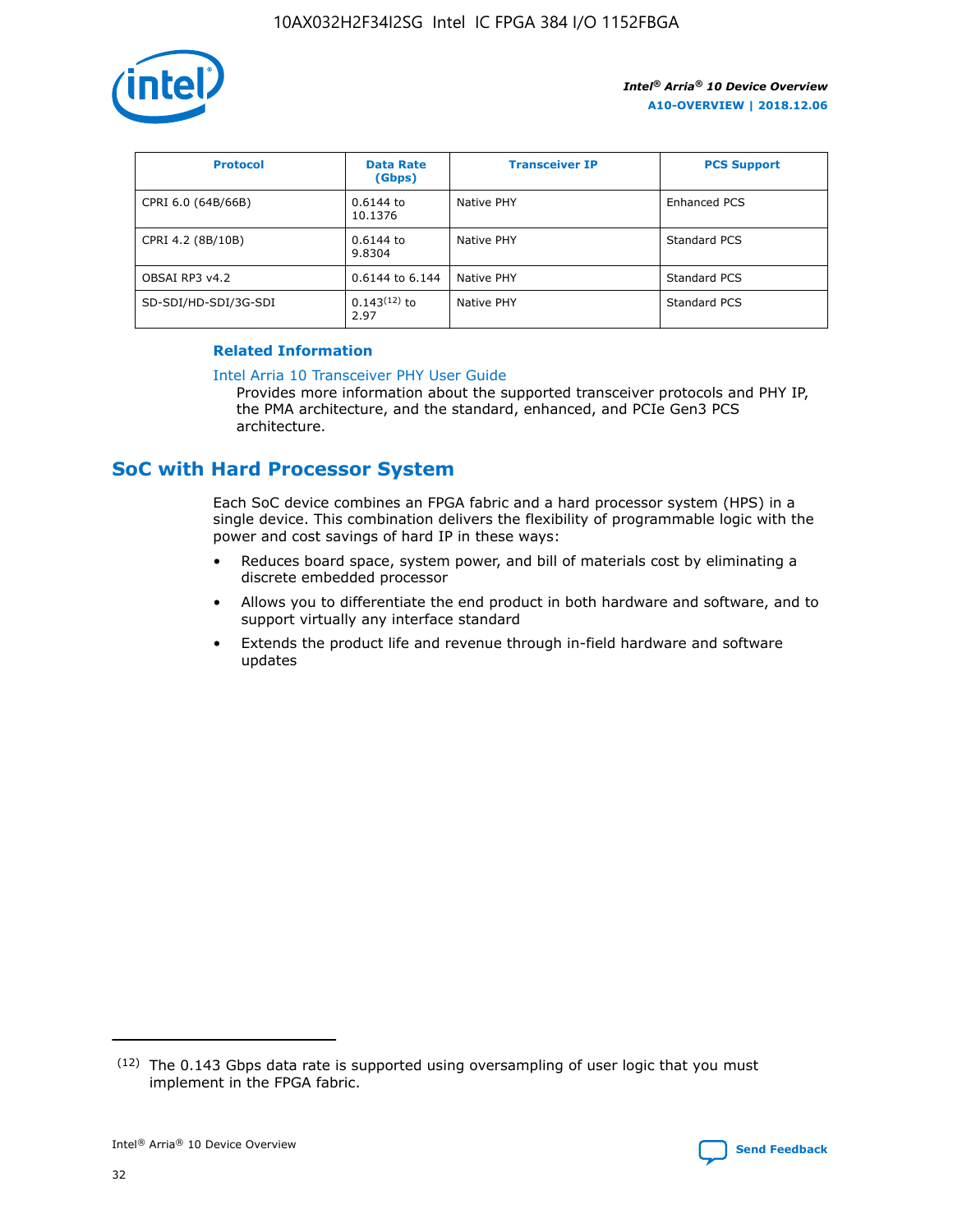| Protocol | Data Rate (Gbps) | Transceiver IP | PCS Support |
| --- | --- | --- | --- |
| CPRI 6.0 (64B/66B) | 0.6144 to 10.1376 | Native PHY | Enhanced PCS |
| CPRI 4.2 (8B/10B) | 0.6144 to 9.8304 | Native PHY | Standard PCS |
| OBSAI RP3 v4.2 | 0.6144 to 6.144 | Native PHY | Standard PCS |
| SD-SDI/HD-SDI/3G-SDI | 0.143[12] to 2.97 | Native PHY | Standard PCS |

**Related Information**

Intel Arria 10 Transceiver PHY User Guide

Provides more information about the supported transceiver protocols and PHY IP, the PMA architecture, and the standard, enhanced, and PCIe Gen3 PCS architecture.

## SoC with Hard Processor System

Each SoC device combines an FPGA fabric and a hard processor system (HPS) in a single device. This combination delivers the flexibility of programmable logic with the power and cost savings of hard IP in these ways:

- Reduces board space, system power, and bill of materials cost by eliminating a discrete embedded processor
- Allows you to differentiate the end product in both hardware and software, and to support virtually any interface standard
- Extends the product life and revenue through in-field hardware and software updates

(12) The 0.143 Gbps data rate is supported using oversampling of user logic that you must implement in the FPGA fabric.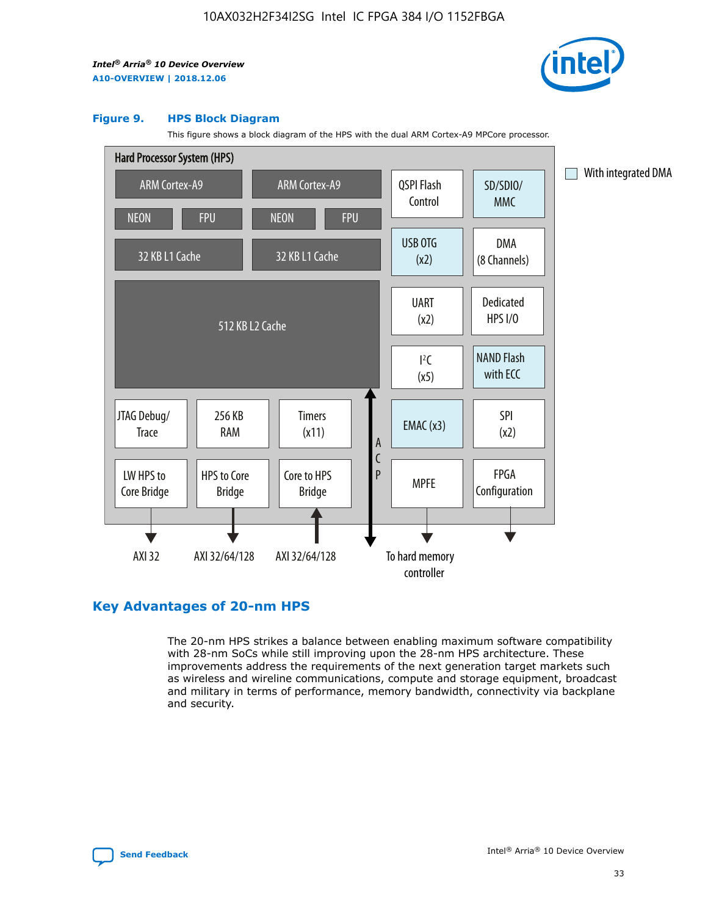### Figure 9. HPS Block Diagram

This figure shows a block diagram of the HPS with the dual ARM Cortex-A9 MPCore processor.

Hard Processor System (HPS)

ARM Cortex-A9
NEON
FPU
32 KB L1 Cache

ARM Cortex-A9
NEON
FPU
32 KB L1 Cache

512 KB L2 Cache

QSPI Flash Control
SD/SDIO/MMC
USB OTG (x2)
DMA (8 Channels)
UART (x2)
Dedicated HPS I/O
I²C (x5)
NAND Flash with ECC
JTAG Debug/Trace
256 KB RAM
Timers (x11)
EMAC (x3)
SPI (x2)
LW HPS to Core Bridge
HPS to Core Bridge
Core to HPS Bridge
ACP
MPFE
FPGA Configuration

AXI 32
AXI 32/64/128
AXI 32/64/128
To hard memory controller

With integrated DMA

## Key Advantages of 20-nm HPS

The 20-nm HPS strikes a balance between enabling maximum software compatibility with 28-nm SoCs while still improving upon the 28-nm HPS architecture. These improvements address the requirements of the next generation target markets such as wireless and wireline communications, compute and storage equipment, broadcast and military in terms of performance, memory bandwidth, connectivity via backplane and security.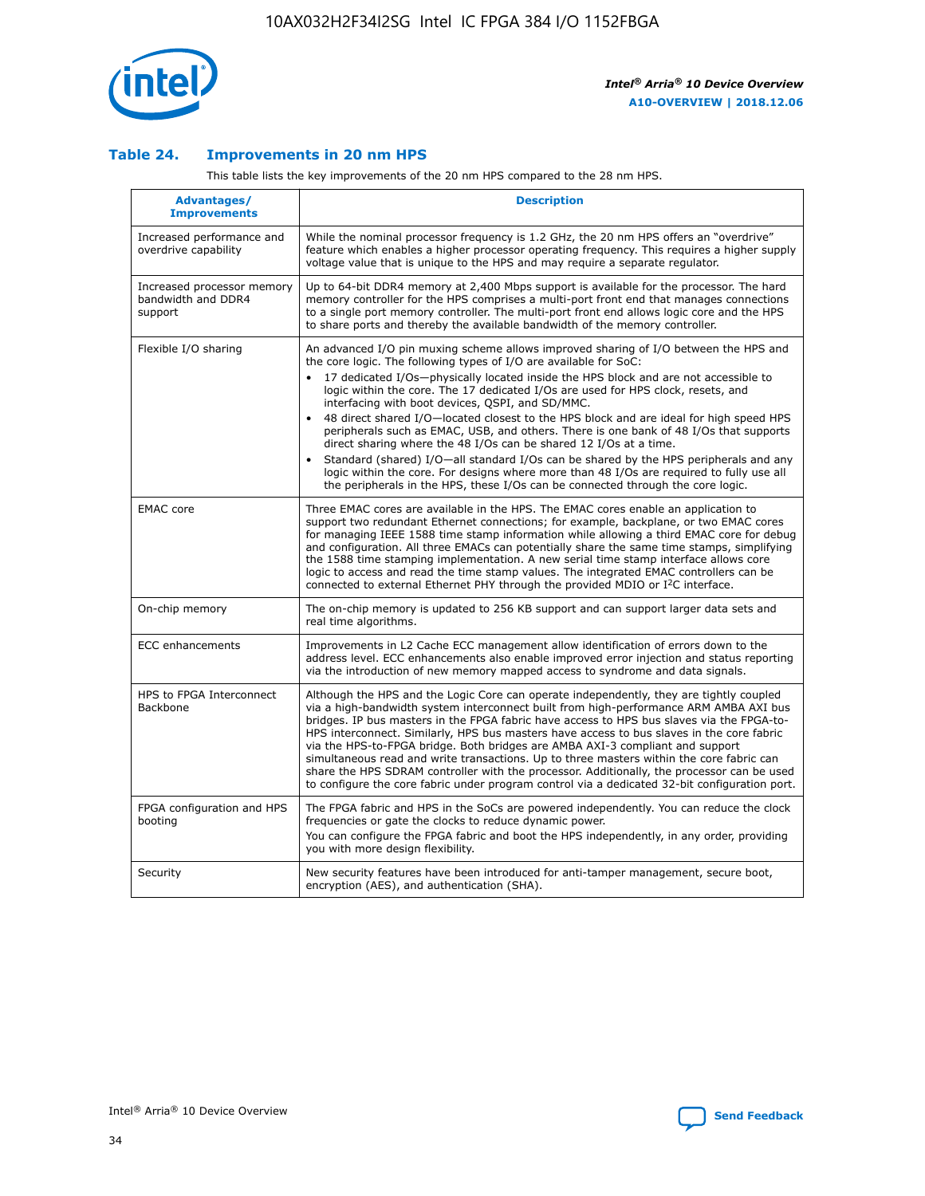### Table 24. Improvements in 20 nm HPS

This table lists the key improvements of the 20 nm HPS compared to the 28 nm HPS.

| Advantages/ Improvements | Description |
| --- | --- |
| Increased performance and overdrive capability | While the nominal processor frequency is 1.2 GHz, the 20 nm HPS offers an "overdrive" feature which enables a higher processor operating frequency. This requires a higher supply voltage value that is unique to the HPS and may require a separate regulator. |
| Increased processor memory bandwidth and DDR4 support | Up to 64-bit DDR4 memory at 2,400 Mbps support is available for the processor. The hard memory controller for the HPS comprises a multi-port front end that manages connections to a single port memory controller. The multi-port front end allows logic core and the HPS to share ports and thereby the available bandwidth of the memory controller. |
| Flexible I/O sharing | An advanced I/O pin muxing scheme allows improved sharing of I/O between the HPS and the core logic. The following types of I/O are available for SoC:<br>• 17 dedicated I/Os—physically located inside the HPS block and are not accessible to logic within the core. The 17 dedicated I/Os are used for HPS clock, resets, and interfacing with boot devices, QSPI, and SD/MMC.<br>• 48 direct shared I/O—located closest to the HPS block and are ideal for high speed HPS peripherals such as EMAC, USB, and others. There is one bank of 48 I/Os that supports direct sharing where the 48 I/Os can be shared 12 I/Os at a time.<br>• Standard (shared) I/O—all standard I/Os can be shared by the HPS peripherals and any logic within the core. For designs where more than 48 I/Os are required to fully use all the peripherals in the HPS, these I/Os can be connected through the core logic. |
| EMAC core | Three EMAC cores are available in the HPS. The EMAC cores enable an application to support two redundant Ethernet connections; for example, backplane, or two EMAC cores for managing IEEE 1588 time stamp information while allowing a third EMAC core for debug and configuration. All three EMACs can potentially share the same time stamps, simplifying the 1588 time stamping implementation. A new serial time stamp interface allows core logic to access and read the time stamp values. The integrated EMAC controllers can be connected to external Ethernet PHY through the provided MDIO or I²C interface. |
| On-chip memory | The on-chip memory is updated to 256 KB support and can support larger data sets and real time algorithms. |
| ECC enhancements | Improvements in L2 Cache ECC management allow identification of errors down to the address level. ECC enhancements also enable improved error injection and status reporting via the introduction of new memory mapped access to syndrome and data signals. |
| HPS to FPGA Interconnect Backbone | Although the HPS and the Logic Core can operate independently, they are tightly coupled via a high-bandwidth system interconnect built from high-performance ARM AMBA AXI bus bridges. IP bus masters in the FPGA fabric have access to HPS bus slaves via the FPGA-to-HPS interconnect. Similarly, HPS bus masters have access to bus slaves in the core fabric via the HPS-to-FPGA bridge. Both bridges are AMBA AXI-3 compliant and support simultaneous read and write transactions. Up to three masters within the core fabric can share the HPS SDRAM controller with the processor. Additionally, the processor can be used to configure the core fabric under program control via a dedicated 32-bit configuration port. |
| FPGA configuration and HPS booting | The FPGA fabric and HPS in the SoCs are powered independently. You can reduce the clock frequencies or gate the clocks to reduce dynamic power.<br>You can configure the FPGA fabric and boot the HPS independently, in any order, providing you with more design flexibility. |
| Security | New security features have been introduced for anti-tamper management, secure boot, encryption (AES), and authentication (SHA). |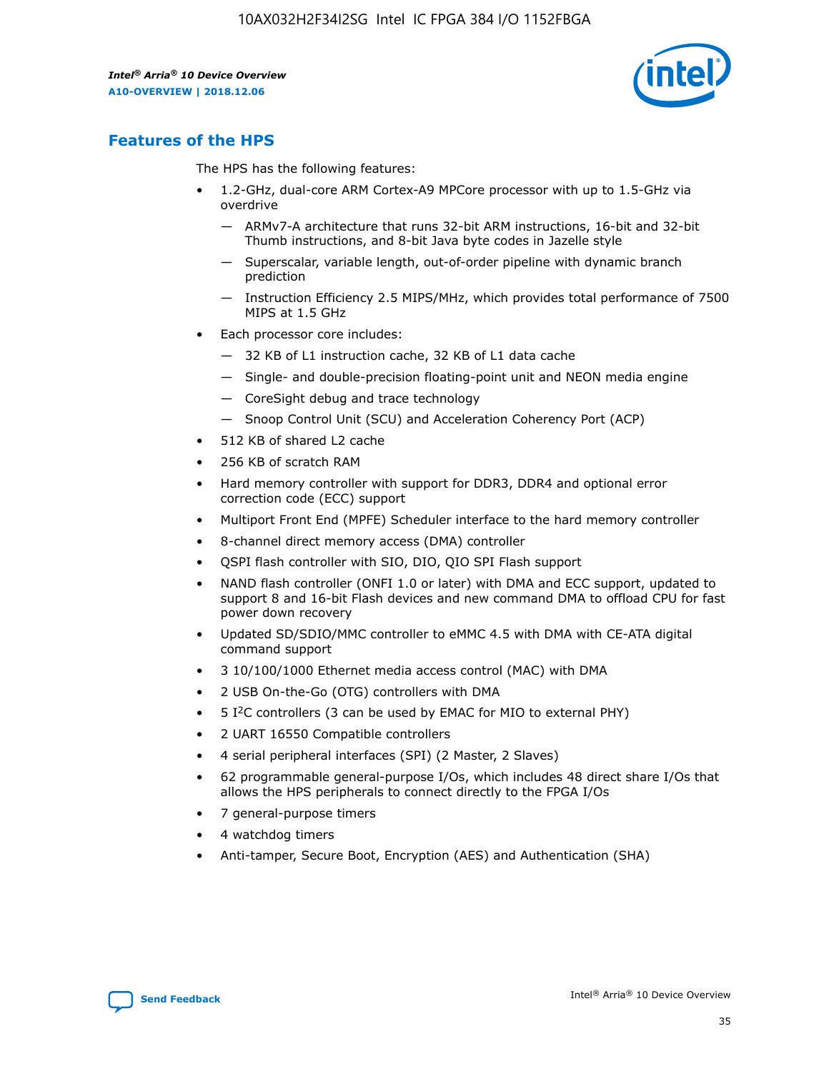## Features of the HPS

The HPS has the following features:

- 1.2-GHz, dual-core ARM Cortex-A9 MPCore processor with up to 1.5-GHz via overdrive
  - — ARMv7-A architecture that runs 32-bit ARM instructions, 16-bit and 32-bit Thumb instructions, and 8-bit Java byte codes in Jazelle style
  - — Superscalar, variable length, out-of-order pipeline with dynamic branch prediction
  - — Instruction Efficiency 2.5 MIPS/MHz, which provides total performance of 7500 MIPS at 1.5 GHz
- Each processor core includes:
  - — 32 KB of L1 instruction cache, 32 KB of L1 data cache
  - — Single- and double-precision floating-point unit and NEON media engine
  - — CoreSight debug and trace technology
  - — Snoop Control Unit (SCU) and Acceleration Coherency Port (ACP)
- 512 KB of shared L2 cache
- 256 KB of scratch RAM
- Hard memory controller with support for DDR3, DDR4 and optional error correction code (ECC) support
- Multiport Front End (MPFE) Scheduler interface to the hard memory controller
- 8-channel direct memory access (DMA) controller
- QSPI flash controller with SIO, DIO, QIO SPI Flash support
- NAND flash controller (ONFI 1.0 or later) with DMA and ECC support, updated to support 8 and 16-bit Flash devices and new command DMA to offload CPU for fast power down recovery
- Updated SD/SDIO/MMC controller to eMMC 4.5 with DMA with CE-ATA digital command support
- 3 10/100/1000 Ethernet media access control (MAC) with DMA
- 2 USB On-the-Go (OTG) controllers with DMA
- 5 I$^2$C controllers (3 can be used by EMAC for MIO to external PHY)
- 2 UART 16550 Compatible controllers
- 4 serial peripheral interfaces (SPI) (2 Master, 2 Slaves)
- 62 programmable general-purpose I/Os, which includes 48 direct share I/Os that allows the HPS peripherals to connect directly to the FPGA I/Os
- 7 general-purpose timers
- 4 watchdog timers
- Anti-tamper, Secure Boot, Encryption (AES) and Authentication (SHA)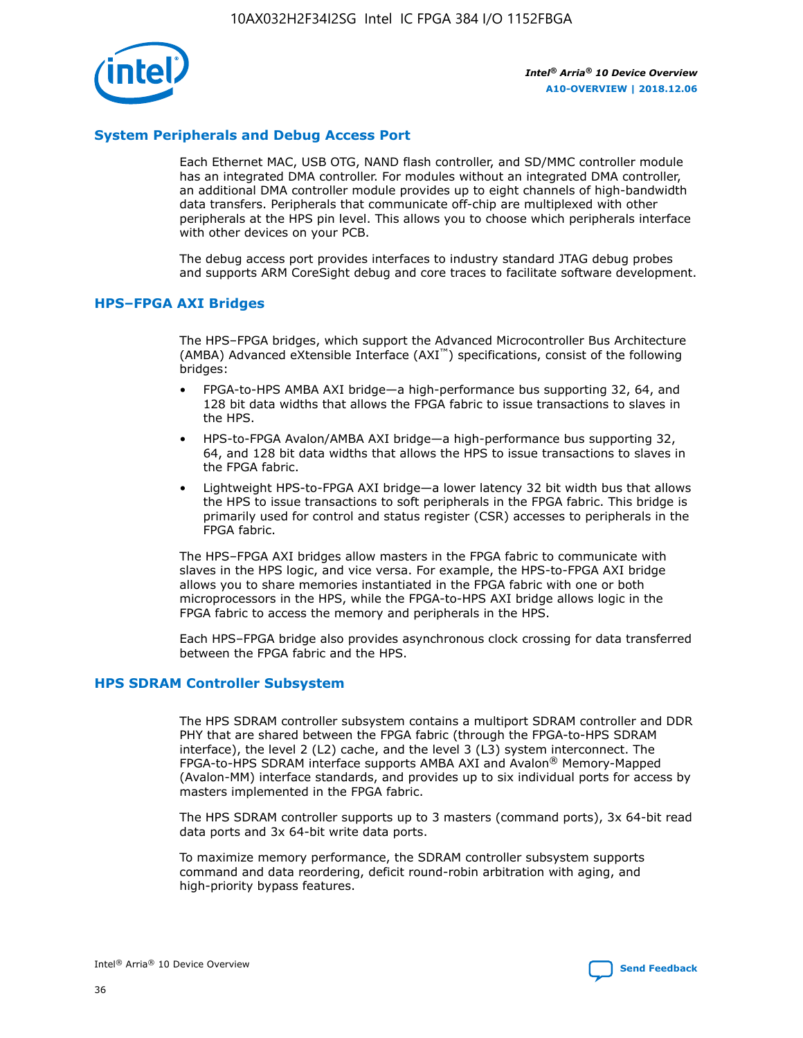## System Peripherals and Debug Access Port

Each Ethernet MAC, USB OTG, NAND flash controller, and SD/MMC controller module has an integrated DMA controller. For modules without an integrated DMA controller, an additional DMA controller module provides up to eight channels of high-bandwidth data transfers. Peripherals that communicate off-chip are multiplexed with other peripherals at the HPS pin level. This allows you to choose which peripherals interface with other devices on your PCB.

The debug access port provides interfaces to industry standard JTAG debug probes and supports ARM CoreSight debug and core traces to facilitate software development.

## HPS–FPGA AXI Bridges

The HPS–FPGA bridges, which support the Advanced Microcontroller Bus Architecture (AMBA) Advanced eXtensible Interface (AXI™) specifications, consist of the following bridges:

- FPGA-to-HPS AMBA AXI bridge—a high-performance bus supporting 32, 64, and 128 bit data widths that allows the FPGA fabric to issue transactions to slaves in the HPS.
- HPS-to-FPGA Avalon/AMBA AXI bridge—a high-performance bus supporting 32, 64, and 128 bit data widths that allows the HPS to issue transactions to slaves in the FPGA fabric.
- Lightweight HPS-to-FPGA AXI bridge—a lower latency 32 bit width bus that allows the HPS to issue transactions to soft peripherals in the FPGA fabric. This bridge is primarily used for control and status register (CSR) accesses to peripherals in the FPGA fabric.

The HPS–FPGA AXI bridges allow masters in the FPGA fabric to communicate with slaves in the HPS logic, and vice versa. For example, the HPS-to-FPGA AXI bridge allows you to share memories instantiated in the FPGA fabric with one or both microprocessors in the HPS, while the FPGA-to-HPS AXI bridge allows logic in the FPGA fabric to access the memory and peripherals in the HPS.

Each HPS–FPGA bridge also provides asynchronous clock crossing for data transferred between the FPGA fabric and the HPS.

## HPS SDRAM Controller Subsystem

The HPS SDRAM controller subsystem contains a multiport SDRAM controller and DDR PHY that are shared between the FPGA fabric (through the FPGA-to-HPS SDRAM interface), the level 2 (L2) cache, and the level 3 (L3) system interconnect. The FPGA-to-HPS SDRAM interface supports AMBA AXI and Avalon® Memory-Mapped (Avalon-MM) interface standards, and provides up to six individual ports for access by masters implemented in the FPGA fabric.

The HPS SDRAM controller supports up to 3 masters (command ports), 3x 64-bit read data ports and 3x 64-bit write data ports.

To maximize memory performance, the SDRAM controller subsystem supports command and data reordering, deficit round-robin arbitration with aging, and high-priority bypass features.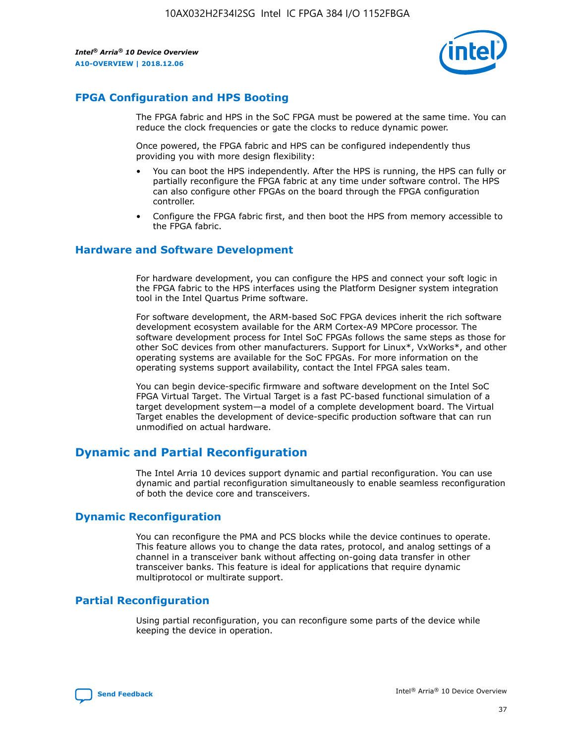## FPGA Configuration and HPS Booting

The FPGA fabric and HPS in the SoC FPGA must be powered at the same time. You can reduce the clock frequencies or gate the clocks to reduce dynamic power.

Once powered, the FPGA fabric and HPS can be configured independently thus providing you with more design flexibility:

- You can boot the HPS independently. After the HPS is running, the HPS can fully or partially reconfigure the FPGA fabric at any time under software control. The HPS can also configure other FPGAs on the board through the FPGA configuration controller.
- Configure the FPGA fabric first, and then boot the HPS from memory accessible to the FPGA fabric.

## Hardware and Software Development

For hardware development, you can configure the HPS and connect your soft logic in the FPGA fabric to the HPS interfaces using the Platform Designer system integration tool in the Intel Quartus Prime software.

For software development, the ARM-based SoC FPGA devices inherit the rich software development ecosystem available for the ARM Cortex-A9 MPCore processor. The software development process for Intel SoC FPGAs follows the same steps as those for other SoC devices from other manufacturers. Support for Linux*, VxWorks*, and other operating systems are available for the SoC FPGAs. For more information on the operating systems support availability, contact the Intel FPGA sales team.

You can begin device-specific firmware and software development on the Intel SoC FPGA Virtual Target. The Virtual Target is a fast PC-based functional simulation of a target development system—a model of a complete development board. The Virtual Target enables the development of device-specific production software that can run unmodified on actual hardware.

# Dynamic and Partial Reconfiguration

The Intel Arria 10 devices support dynamic and partial reconfiguration. You can use dynamic and partial reconfiguration simultaneously to enable seamless reconfiguration of both the device core and transceivers.

## Dynamic Reconfiguration

You can reconfigure the PMA and PCS blocks while the device continues to operate. This feature allows you to change the data rates, protocol, and analog settings of a channel in a transceiver bank without affecting on-going data transfer in other transceiver banks. This feature is ideal for applications that require dynamic multiprotocol or multirate support.

## Partial Reconfiguration

Using partial reconfiguration, you can reconfigure some parts of the device while keeping the device in operation.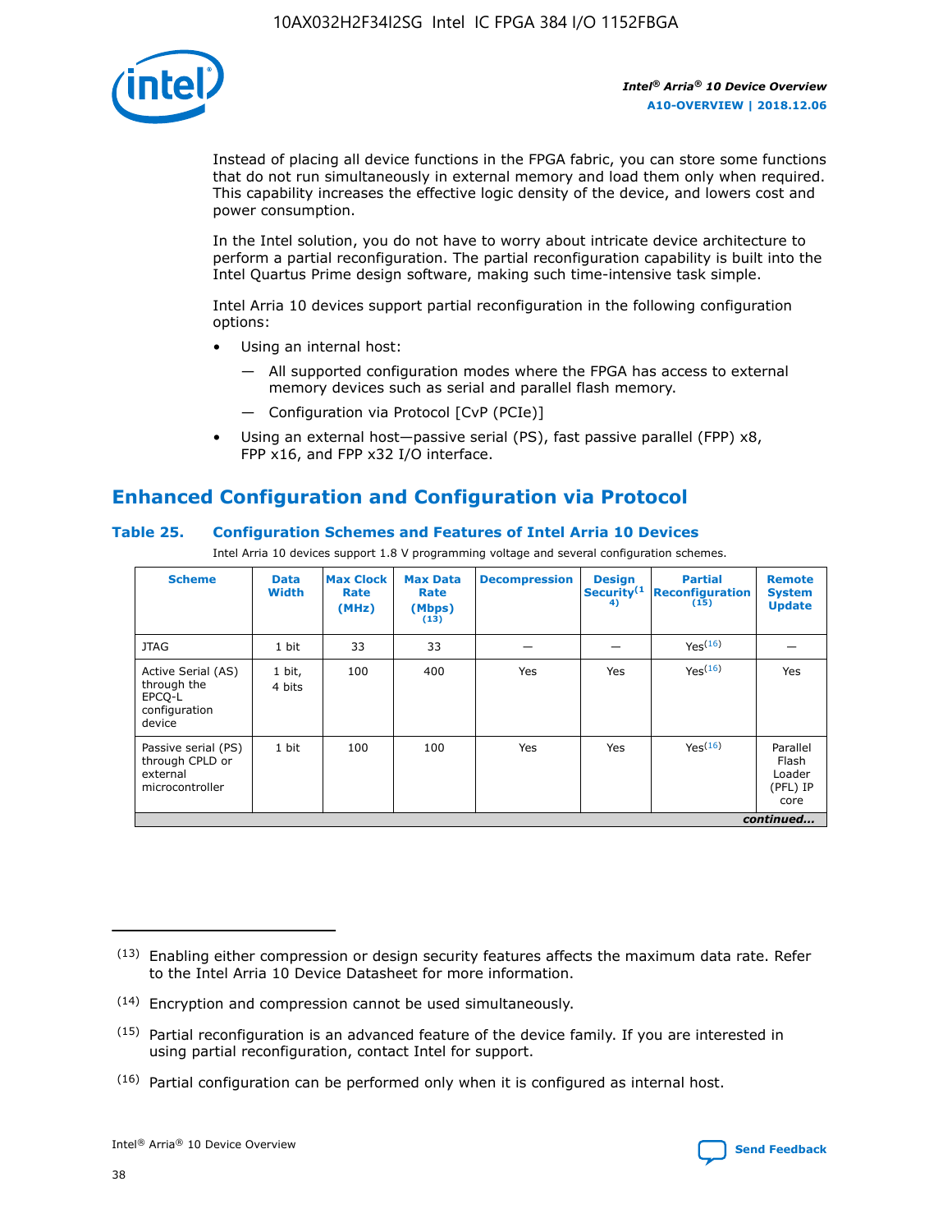Instead of placing all device functions in the FPGA fabric, you can store some functions that do not run simultaneously in external memory and load them only when required. This capability increases the effective logic density of the device, and lowers cost and power consumption.

In the Intel solution, you do not have to worry about intricate device architecture to perform a partial reconfiguration. The partial reconfiguration capability is built into the Intel Quartus Prime design software, making such time-intensive task simple.

Intel Arria 10 devices support partial reconfiguration in the following configuration options:

- Using an internal host:
  - — All supported configuration modes where the FPGA has access to external memory devices such as serial and parallel flash memory.
  - — Configuration via Protocol [CvP (PCIe)]
- Using an external host—passive serial (PS), fast passive parallel (FPP) x8, FPP x16, and FPP x32 I/O interface.

## Enhanced Configuration and Configuration via Protocol

### Table 25. Configuration Schemes and Features of Intel Arria 10 Devices

Intel Arria 10 devices support 1.8 V programming voltage and several configuration schemes.

| Scheme | Data Width | Max Clock Rate (MHz) | Max Data Rate (Mbps) (13) | Decompression | Design Security(14) | Partial Reconfiguration (15) | Remote System Update |
|---|---|---|---|---|---|---|---|
| JTAG | 1 bit | 33 | 33 | — | — | Yes(16) | — |
| Active Serial (AS) through the EPCQ-L configuration device | 1 bit, 4 bits | 100 | 400 | Yes | Yes | Yes(16) | Yes |
| Passive serial (PS) through CPLD or external microcontroller | 1 bit | 100 | 100 | Yes | Yes | Yes(16) | Parallel Flash Loader (PFL) IP core |

*continued...*

(13) Enabling either compression or design security features affects the maximum data rate. Refer to the Intel Arria 10 Device Datasheet for more information.

(14) Encryption and compression cannot be used simultaneously.

(15) Partial reconfiguration is an advanced feature of the device family. If you are interested in using partial reconfiguration, contact Intel for support.

(16) Partial configuration can be performed only when it is configured as internal host.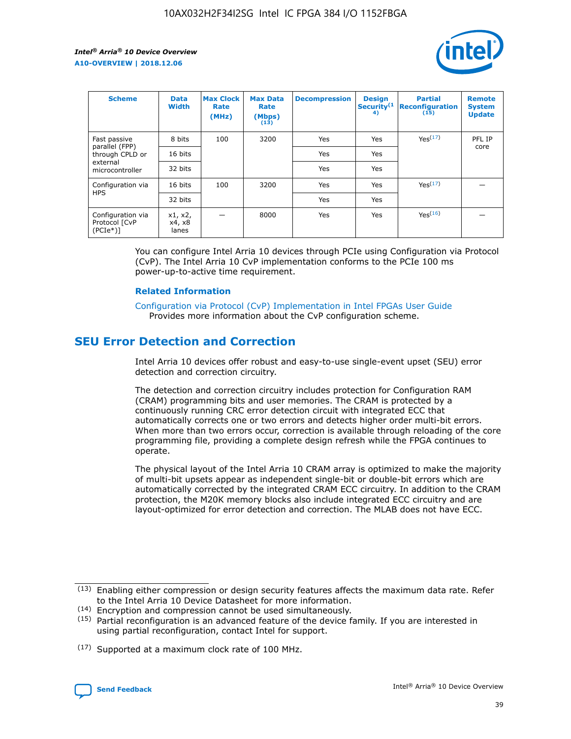| Scheme | Data Width | Max Clock Rate (MHz) | Max Data Rate (Mbps) (13) | Decompression | Design Security(14) | Partial Reconfiguration (15) | Remote System Update |
|---|---|---|---|---|---|---|---|
| Fast passive parallel (FPP) through CPLD or external microcontroller | 8 bits | 100 | 3200 | Yes | Yes | Yes(17) | PFL IP core |
| | 16 bits | | | Yes | Yes | | |
| | 32 bits | | | Yes | Yes | | |
| Configuration via HPS | 16 bits | 100 | 3200 | Yes | Yes | Yes(17) | — |
| | 32 bits | | | Yes | Yes | | |
| Configuration via Protocol [CvP (PCIe*)] | x1, x2, x4, x8 lanes | — | 8000 | Yes | Yes | Yes(16) | — |

You can configure Intel Arria 10 devices through PCIe using Configuration via Protocol (CvP). The Intel Arria 10 CvP implementation conforms to the PCIe 100 ms power-up-to-active time requirement.

**Related Information**

Configuration via Protocol (CvP) Implementation in Intel FPGAs User Guide
Provides more information about the CvP configuration scheme.

## SEU Error Detection and Correction

Intel Arria 10 devices offer robust and easy-to-use single-event upset (SEU) error detection and correction circuitry.

The detection and correction circuitry includes protection for Configuration RAM (CRAM) programming bits and user memories. The CRAM is protected by a continuously running CRC error detection circuit with integrated ECC that automatically corrects one or two errors and detects higher order multi-bit errors. When more than two errors occur, correction is available through reloading of the core programming file, providing a complete design refresh while the FPGA continues to operate.

The physical layout of the Intel Arria 10 CRAM array is optimized to make the majority of multi-bit upsets appear as independent single-bit or double-bit errors which are automatically corrected by the integrated CRAM ECC circuitry. In addition to the CRAM protection, the M20K memory blocks also include integrated ECC circuitry and are layout-optimized for error detection and correction. The MLAB does not have ECC.

(13) Enabling either compression or design security features affects the maximum data rate. Refer to the Intel Arria 10 Device Datasheet for more information.

(14) Encryption and compression cannot be used simultaneously.

(15) Partial reconfiguration is an advanced feature of the device family. If you are interested in using partial reconfiguration, contact Intel for support.

(17) Supported at a maximum clock rate of 100 MHz.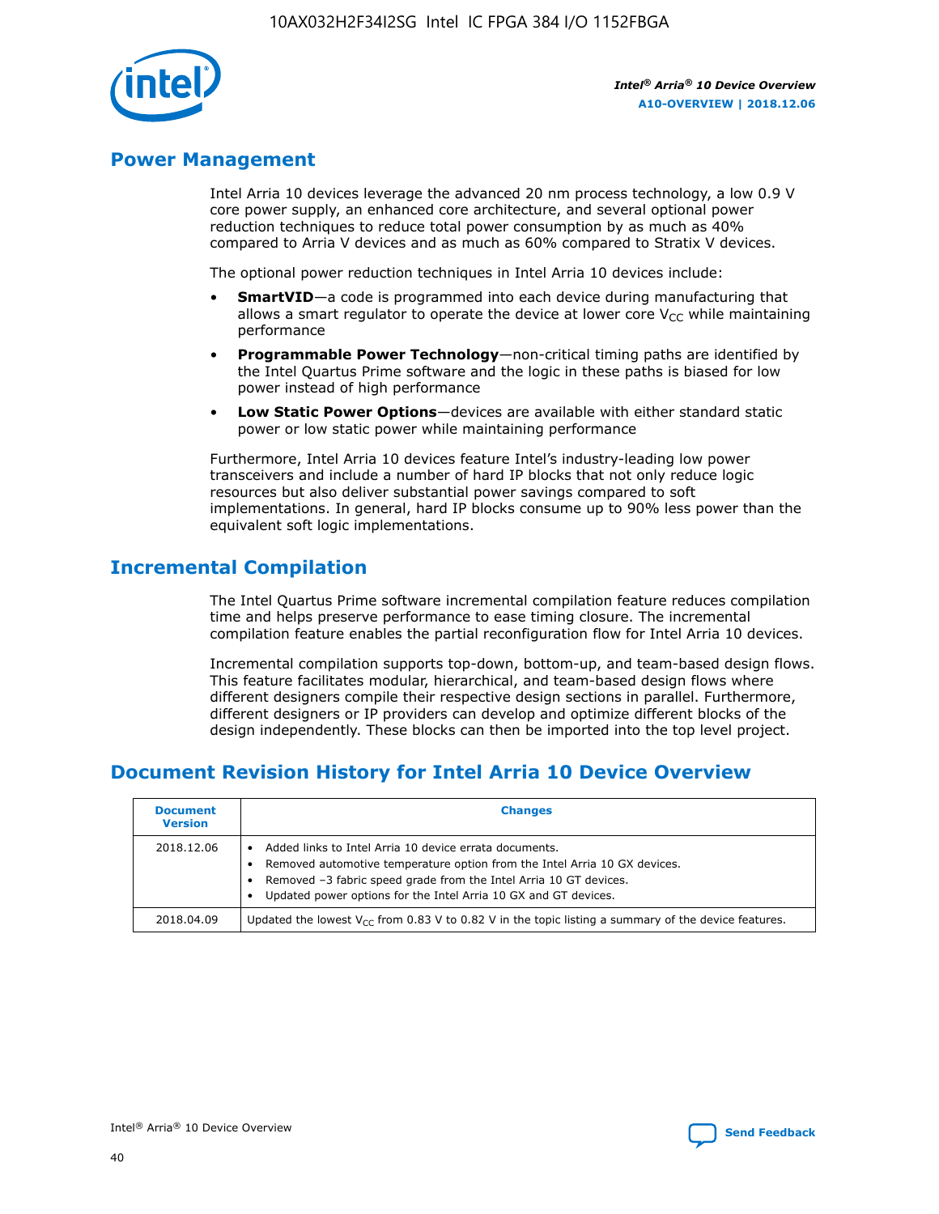## Power Management

Intel Arria 10 devices leverage the advanced 20 nm process technology, a low 0.9 V core power supply, an enhanced core architecture, and several optional power reduction techniques to reduce total power consumption by as much as 40% compared to Arria V devices and as much as 60% compared to Stratix V devices.

The optional power reduction techniques in Intel Arria 10 devices include:

- **SmartVID**—a code is programmed into each device during manufacturing that allows a smart regulator to operate the device at lower core $V_{CC}$ while maintaining performance
- **Programmable Power Technology**—non-critical timing paths are identified by the Intel Quartus Prime software and the logic in these paths is biased for low power instead of high performance
- **Low Static Power Options**—devices are available with either standard static power or low static power while maintaining performance

Furthermore, Intel Arria 10 devices feature Intel's industry-leading low power transceivers and include a number of hard IP blocks that not only reduce logic resources but also deliver substantial power savings compared to soft implementations. In general, hard IP blocks consume up to 90% less power than the equivalent soft logic implementations.

## Incremental Compilation

The Intel Quartus Prime software incremental compilation feature reduces compilation time and helps preserve performance to ease timing closure. The incremental compilation feature enables the partial reconfiguration flow for Intel Arria 10 devices.

Incremental compilation supports top-down, bottom-up, and team-based design flows. This feature facilitates modular, hierarchical, and team-based design flows where different designers compile their respective design sections in parallel. Furthermore, different designers or IP providers can develop and optimize different blocks of the design independently. These blocks can then be imported into the top level project.

## Document Revision History for Intel Arria 10 Device Overview

| Document Version | Changes |
| --- | --- |
| 2018.12.06 | • Added links to Intel Arria 10 device errata documents. • Removed automotive temperature option from the Intel Arria 10 GX devices. • Removed –3 fabric speed grade from the Intel Arria 10 GT devices. • Updated power options for the Intel Arria 10 GX and GT devices. |
| 2018.04.09 | Updated the lowest $V_{CC}$ from 0.83 V to 0.82 V in the topic listing a summary of the device features. |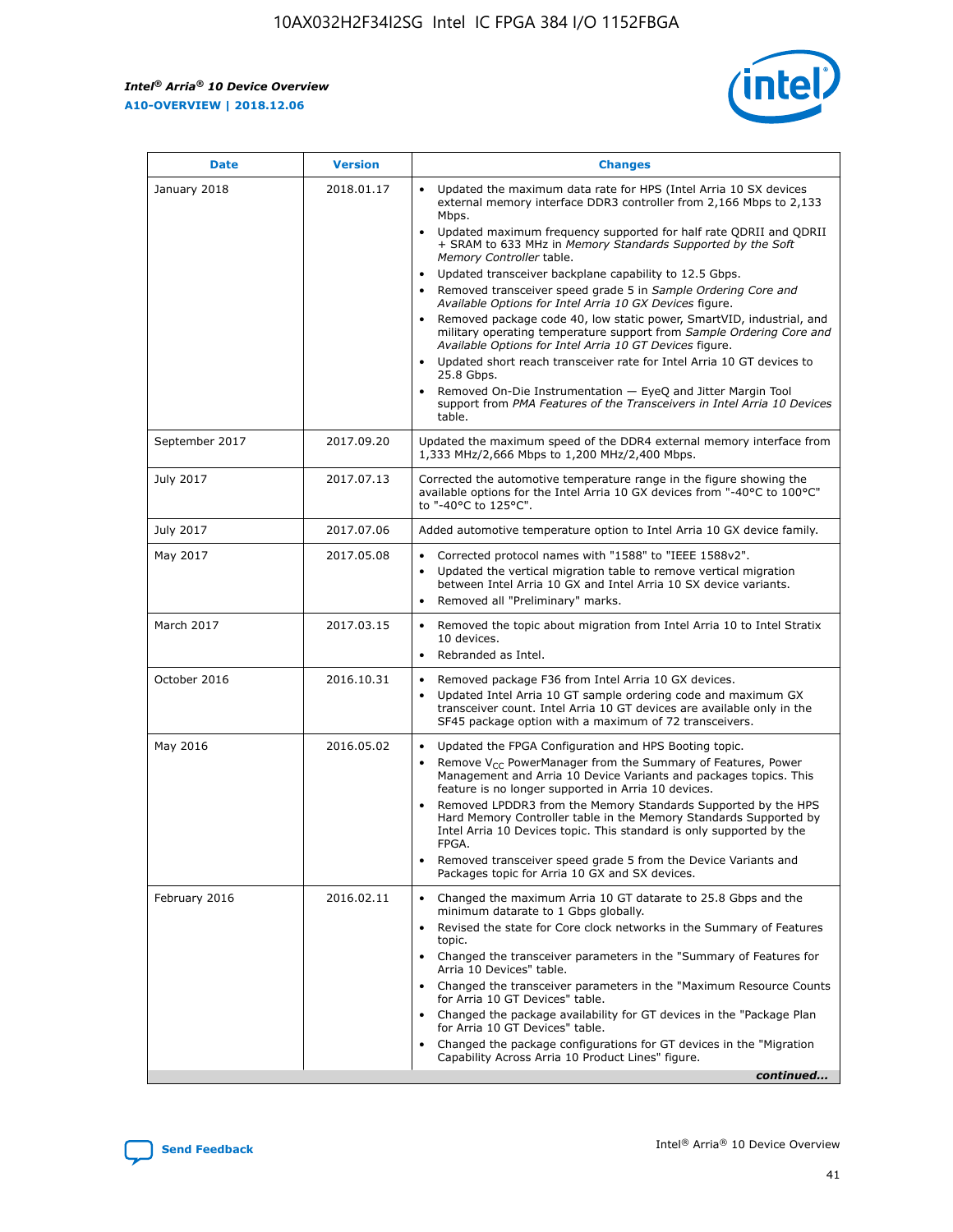| Date | Version | Changes |
| --- | --- | --- |
| January 2018 | 2018.01.17 | • Updated the maximum data rate for HPS (Intel Arria 10 SX devices external memory interface DDR3 controller from 2,166 Mbps to 2,133 Mbps.<br>• Updated maximum frequency supported for half rate QDRII and QDRII + SRAM to 633 MHz in *Memory Standards Supported by the Soft Memory Controller* table.<br>• Updated transceiver backplane capability to 12.5 Gbps.<br>• Removed transceiver speed grade 5 in *Sample Ordering Core and Available Options for Intel Arria 10 GX Devices* figure.<br>• Removed package code 40, low static power, SmartVID, industrial, and military operating temperature support from *Sample Ordering Core and Available Options for Intel Arria 10 GT Devices* figure.<br>• Updated short reach transceiver rate for Intel Arria 10 GT devices to 25.8 Gbps.<br>• Removed On-Die Instrumentation — EyeQ and Jitter Margin Tool support from *PMA Features of the Transceivers in Intel Arria 10 Devices* table. |
| September 2017 | 2017.09.20 | Updated the maximum speed of the DDR4 external memory interface from 1,333 MHz/2,666 Mbps to 1,200 MHz/2,400 Mbps. |
| July 2017 | 2017.07.13 | Corrected the automotive temperature range in the figure showing the available options for the Intel Arria 10 GX devices from "-40°C to 100°C" to "-40°C to 125°C". |
| July 2017 | 2017.07.06 | Added automotive temperature option to Intel Arria 10 GX device family. |
| May 2017 | 2017.05.08 | • Corrected protocol names with "1588" to "IEEE 1588v2".<br>• Updated the vertical migration table to remove vertical migration between Intel Arria 10 GX and Intel Arria 10 SX device variants.<br>• Removed all "Preliminary" marks. |
| March 2017 | 2017.03.15 | • Removed the topic about migration from Intel Arria 10 to Intel Stratix 10 devices.<br>• Rebranded as Intel. |
| October 2016 | 2016.10.31 | • Removed package F36 from Intel Arria 10 GX devices.<br>• Updated Intel Arria 10 GT sample ordering code and maximum GX transceiver count. Intel Arria 10 GT devices are available only in the SF45 package option with a maximum of 72 transceivers. |
| May 2016 | 2016.05.02 | • Updated the FPGA Configuration and HPS Booting topic.<br>• Remove $V_{CC}$ PowerManager from the Summary of Features, Power Management and Arria 10 Device Variants and packages topics. This feature is no longer supported in Arria 10 devices.<br>• Removed LPDDR3 from the Memory Standards Supported by the HPS Hard Memory Controller table in the Memory Standards Supported by Intel Arria 10 Devices topic. This standard is only supported by the FPGA.<br>• Removed transceiver speed grade 5 from the Device Variants and Packages topic for Arria 10 GX and SX devices. |
| February 2016 | 2016.02.11 | • Changed the maximum Arria 10 GT datarate to 25.8 Gbps and the minimum datarate to 1 Gbps globally.<br>• Revised the state for Core clock networks in the Summary of Features topic.<br>• Changed the transceiver parameters in the "Summary of Features for Arria 10 Devices" table.<br>• Changed the transceiver parameters in the "Maximum Resource Counts for Arria 10 GT Devices" table.<br>• Changed the package availability for GT devices in the "Package Plan for Arria 10 GT Devices" table.<br>• Changed the package configurations for GT devices in the "Migration Capability Across Arria 10 Product Lines" figure. |

*continued...*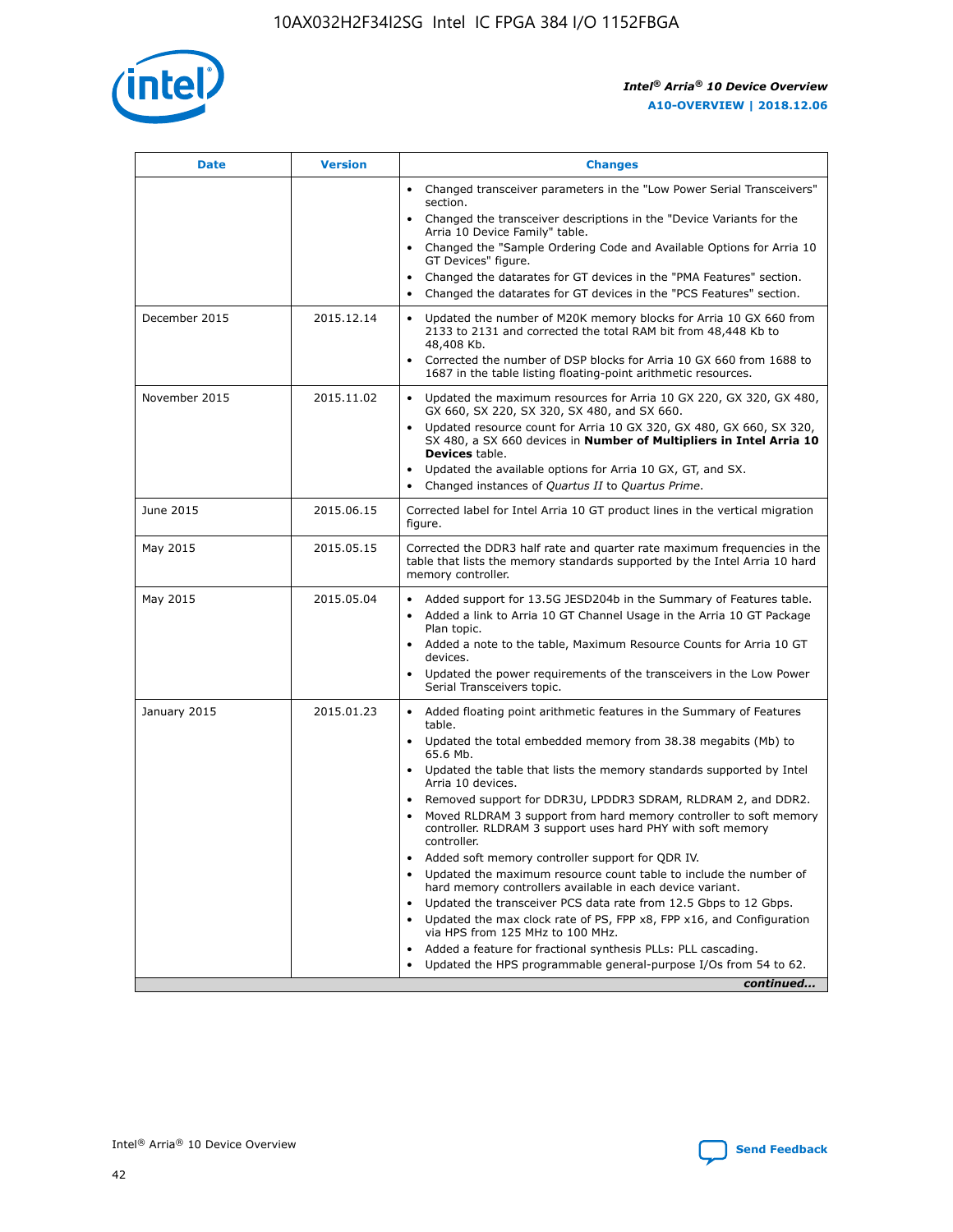| Date | Version | Changes |
| --- | --- | --- |
| | | • Changed transceiver parameters in the "Low Power Serial Transceivers" section.<br>• Changed the transceiver descriptions in the "Device Variants for the Arria 10 Device Family" table.<br>• Changed the "Sample Ordering Code and Available Options for Arria 10 GT Devices" figure.<br>• Changed the datarates for GT devices in the "PMA Features" section.<br>• Changed the datarates for GT devices in the "PCS Features" section. |
| December 2015 | 2015.12.14 | • Updated the number of M20K memory blocks for Arria 10 GX 660 from 2133 to 2131 and corrected the total RAM bit from 48,448 Kb to 48,408 Kb.<br>• Corrected the number of DSP blocks for Arria 10 GX 660 from 1688 to 1687 in the table listing floating-point arithmetic resources. |
| November 2015 | 2015.11.02 | • Updated the maximum resources for Arria 10 GX 220, GX 320, GX 480, GX 660, SX 220, SX 320, SX 480, and SX 660.<br>• Updated resource count for Arria 10 GX 320, GX 480, GX 660, SX 320, SX 480, a SX 660 devices in **Number of Multipliers in Intel Arria 10 Devices** table.<br>• Updated the available options for Arria 10 GX, GT, and SX.<br>• Changed instances of *Quartus II* to *Quartus Prime*. |
| June 2015 | 2015.06.15 | Corrected label for Intel Arria 10 GT product lines in the vertical migration figure. |
| May 2015 | 2015.05.15 | Corrected the DDR3 half rate and quarter rate maximum frequencies in the table that lists the memory standards supported by the Intel Arria 10 hard memory controller. |
| May 2015 | 2015.05.04 | • Added support for 13.5G JESD204b in the Summary of Features table.<br>• Added a link to Arria 10 GT Channel Usage in the Arria 10 GT Package Plan topic.<br>• Added a note to the table, Maximum Resource Counts for Arria 10 GT devices.<br>• Updated the power requirements of the transceivers in the Low Power Serial Transceivers topic. |
| January 2015 | 2015.01.23 | • Added floating point arithmetic features in the Summary of Features table.<br>• Updated the total embedded memory from 38.38 megabits (Mb) to 65.6 Mb.<br>• Updated the table that lists the memory standards supported by Intel Arria 10 devices.<br>• Removed support for DDR3U, LPDDR3 SDRAM, RLDRAM 2, and DDR2.<br>• Moved RLDRAM 3 support from hard memory controller to soft memory controller. RLDRAM 3 support uses hard PHY with soft memory controller.<br>• Added soft memory controller support for QDR IV.<br>• Updated the maximum resource count table to include the number of hard memory controllers available in each device variant.<br>• Updated the transceiver PCS data rate from 12.5 Gbps to 12 Gbps.<br>• Updated the max clock rate of PS, FPP x8, FPP x16, and Configuration via HPS from 125 MHz to 100 MHz.<br>• Added a feature for fractional synthesis PLLs: PLL cascading.<br>• Updated the HPS programmable general-purpose I/Os from 54 to 62. |

*continued...*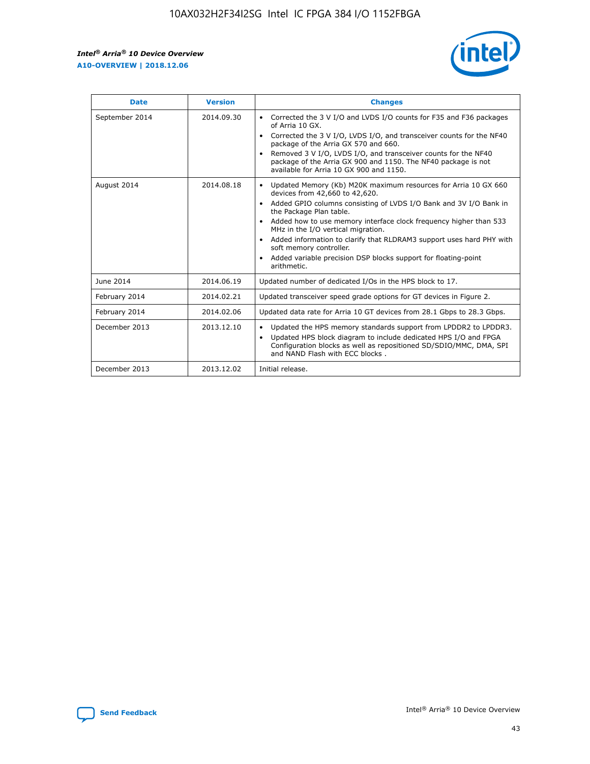| Date | Version | Changes |
| --- | --- | --- |
| September 2014 | 2014.09.30 | • Corrected the 3 V I/O and LVDS I/O counts for F35 and F36 packages of Arria 10 GX. • Corrected the 3 V I/O, LVDS I/O, and transceiver counts for the NF40 package of the Arria GX 570 and 660. • Removed 3 V I/O, LVDS I/O, and transceiver counts for the NF40 package of the Arria GX 900 and 1150. The NF40 package is not available for Arria 10 GX 900 and 1150. |
| August 2014 | 2014.08.18 | • Updated Memory (Kb) M20K maximum resources for Arria 10 GX 660 devices from 42,660 to 42,620. • Added GPIO columns consisting of LVDS I/O Bank and 3V I/O Bank in the Package Plan table. • Added how to use memory interface clock frequency higher than 533 MHz in the I/O vertical migration. • Added information to clarify that RLDRAM3 support uses hard PHY with soft memory controller. • Added variable precision DSP blocks support for floating-point arithmetic. |
| June 2014 | 2014.06.19 | Updated number of dedicated I/Os in the HPS block to 17. |
| February 2014 | 2014.02.21 | Updated transceiver speed grade options for GT devices in Figure 2. |
| February 2014 | 2014.02.06 | Updated data rate for Arria 10 GT devices from 28.1 Gbps to 28.3 Gbps. |
| December 2013 | 2013.12.10 | • Updated the HPS memory standards support from LPDDR2 to LPDDR3. • Updated HPS block diagram to include dedicated HPS I/O and FPGA Configuration blocks as well as repositioned SD/SDIO/MMC, DMA, SPI and NAND Flash with ECC blocks . |
| December 2013 | 2013.12.02 | Initial release. |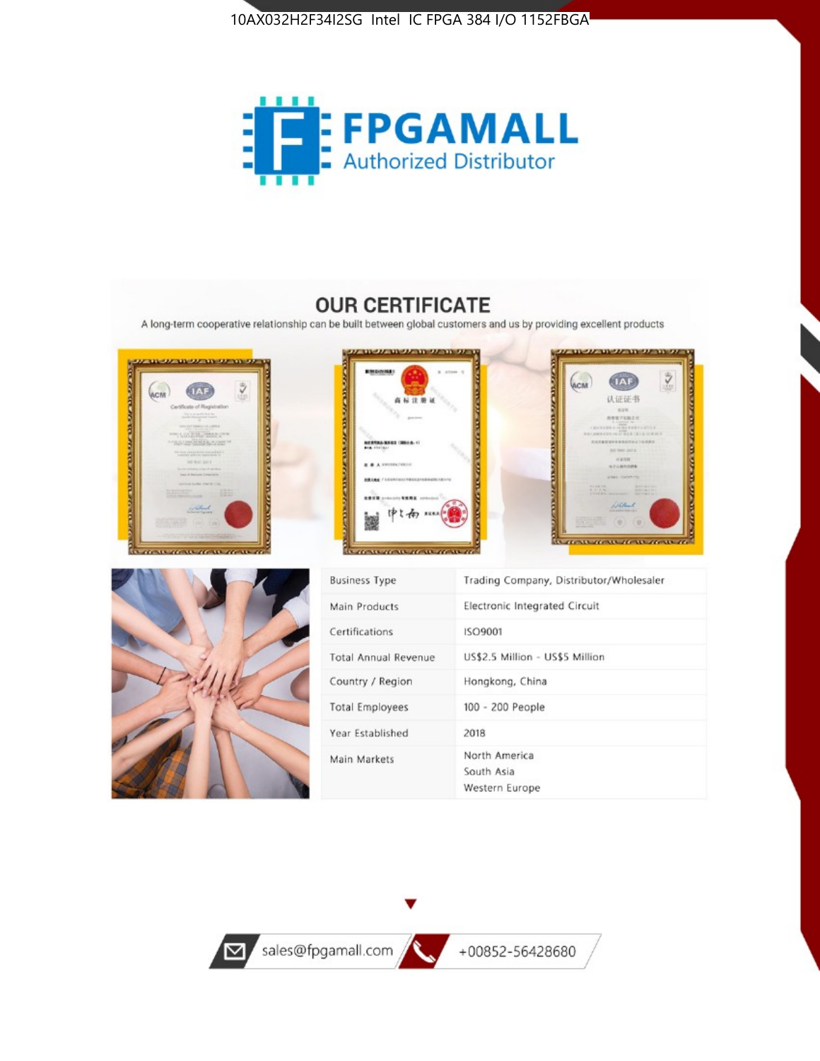10AX032H2F34I2SG Intel IC FPGA 384 I/O 1152FBGA

FPGAMALL
Authorized Distributor

## OUR CERTIFICATE

A long-term cooperative relationship can be built between global customers and us by providing excellent products

| | |
|---|---|
| Business Type | Trading Company, Distributor/Wholesaler |
| Main Products | Electronic Integrated Circuit |
| Certifications | ISO9001 |
| Total Annual Revenue | US$2.5 Million - US$5 Million |
| Country / Region | Hongkong, China |
| Total Employees | 100 - 200 People |
| Year Established | 2018 |
| Main Markets | North America<br>South Asia<br>Western Europe |

sales@fpgamall.com

+00852-56428680